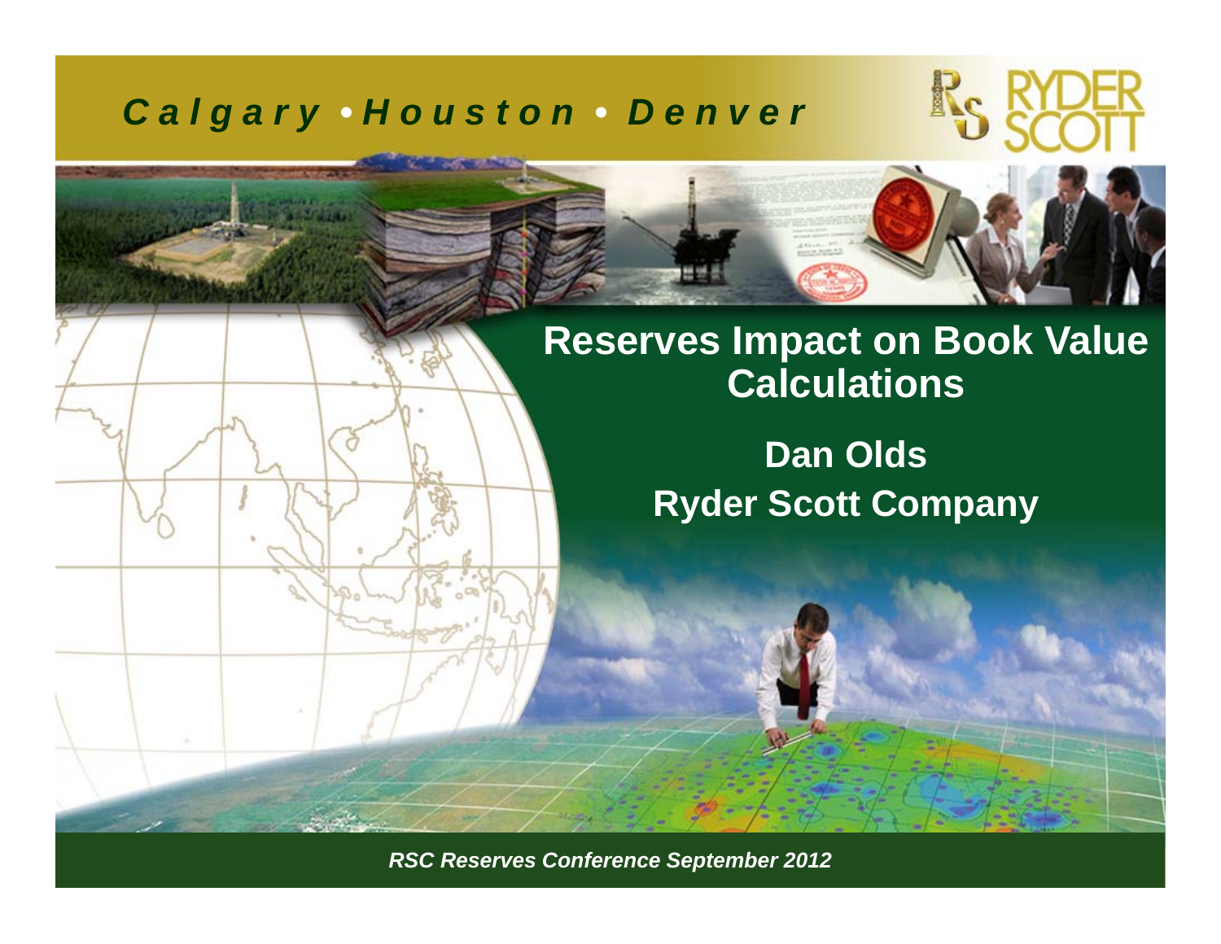*Calgary • Houston • Denver*

# Reserves Impact on Book Value Calculations

## Dan Olds
## Ryder Scott Company

*RSC Reserves Conference September 2012*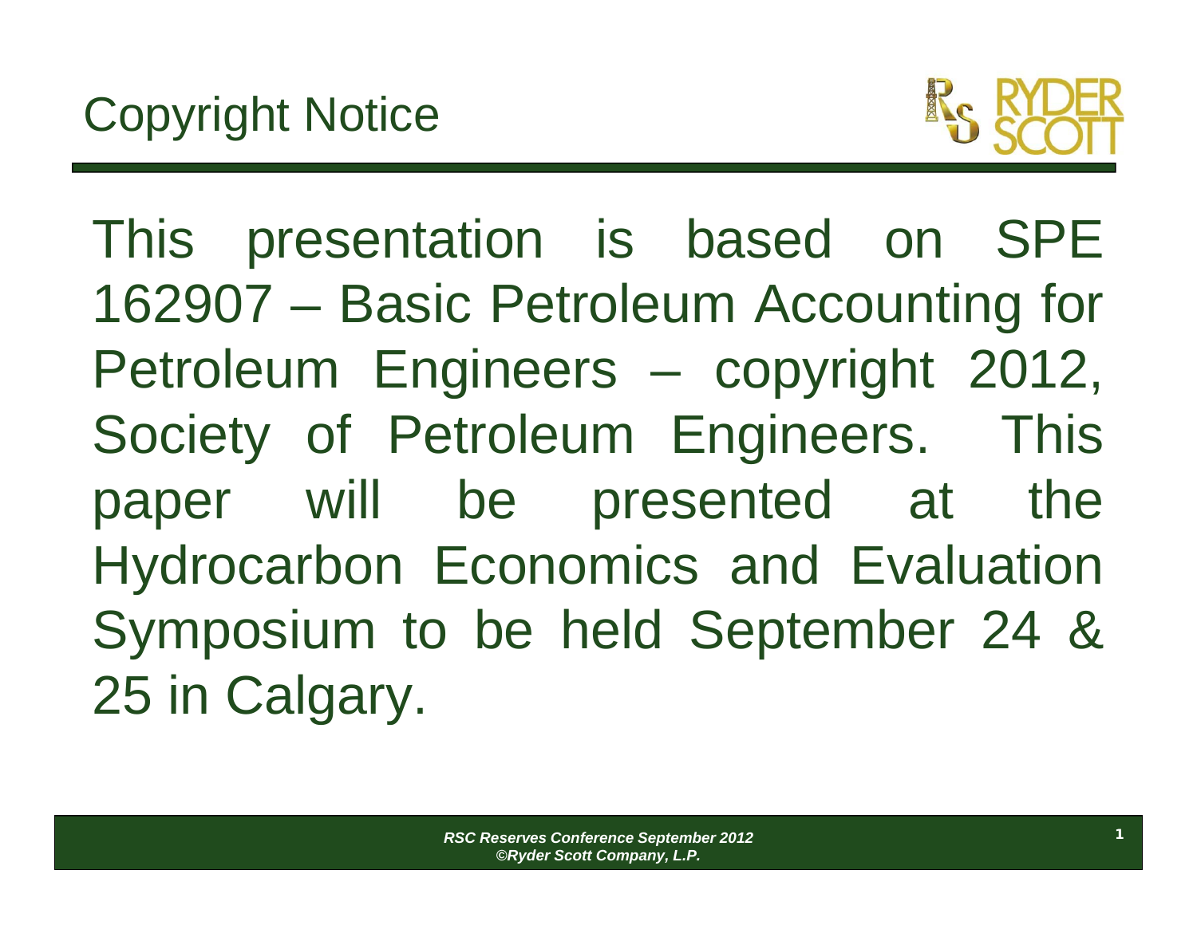# Copyright Notice

This presentation is based on SPE 162907 – Basic Petroleum Accounting for Petroleum Engineers – copyright 2012, Society of Petroleum Engineers. This paper will be presented at the Hydrocarbon Economics and Evaluation Symposium to be held September 24 & 25 in Calgary.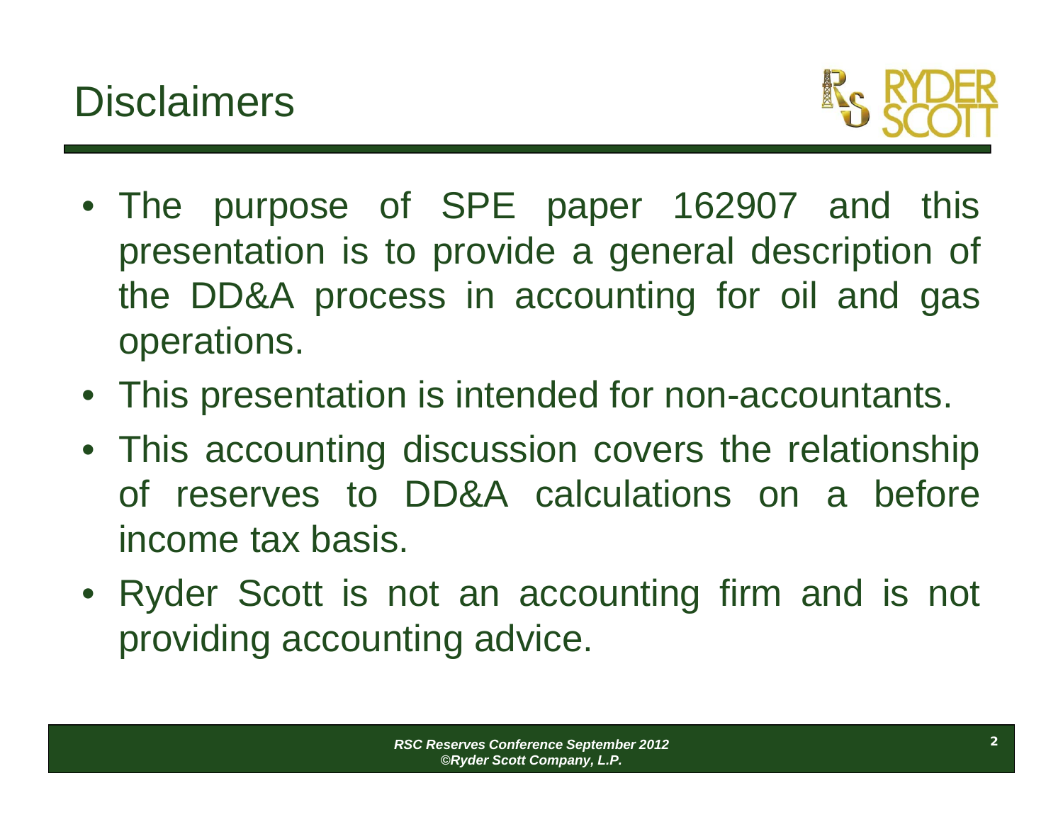# Disclaimers

- The purpose of SPE paper 162907 and this presentation is to provide a general description of the DD&A process in accounting for oil and gas operations.
- This presentation is intended for non-accountants.
- This accounting discussion covers the relationship of reserves to DD&A calculations on a before income tax basis.
- Ryder Scott is not an accounting firm and is not providing accounting advice.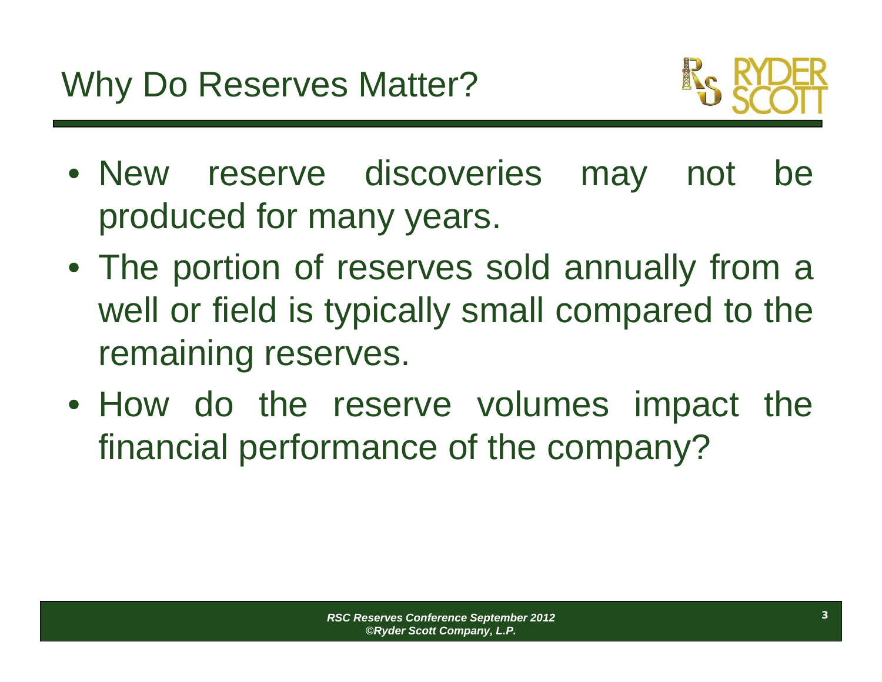# Why Do Reserves Matter?

- New reserve discoveries may not be produced for many years.
- The portion of reserves sold annually from a well or field is typically small compared to the remaining reserves.
- How do the reserve volumes impact the financial performance of the company?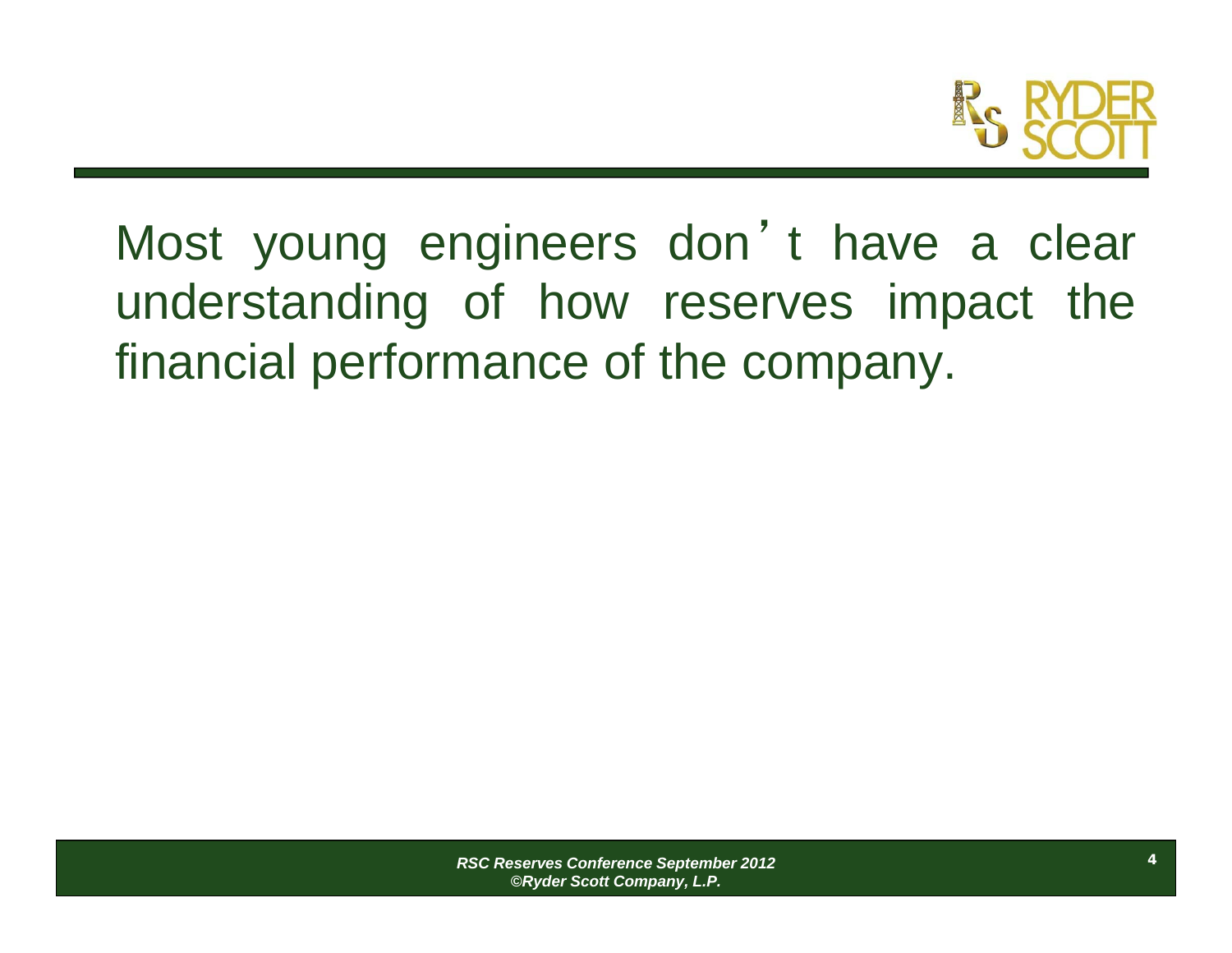Most young engineers don't have a clear understanding of how reserves impact the financial performance of the company.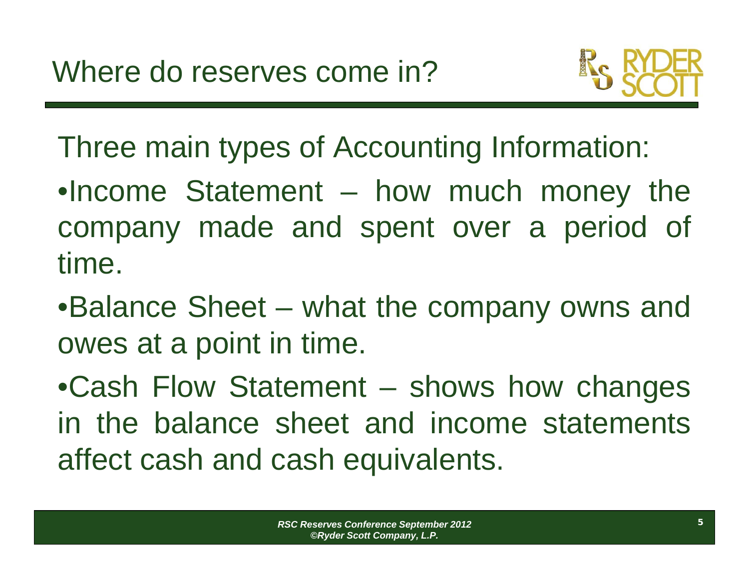# Where do reserves come in?

Three main types of Accounting Information:

- Income Statement – how much money the company made and spent over a period of time.
- Balance Sheet – what the company owns and owes at a point in time.
- Cash Flow Statement – shows how changes in the balance sheet and income statements affect cash and cash equivalents.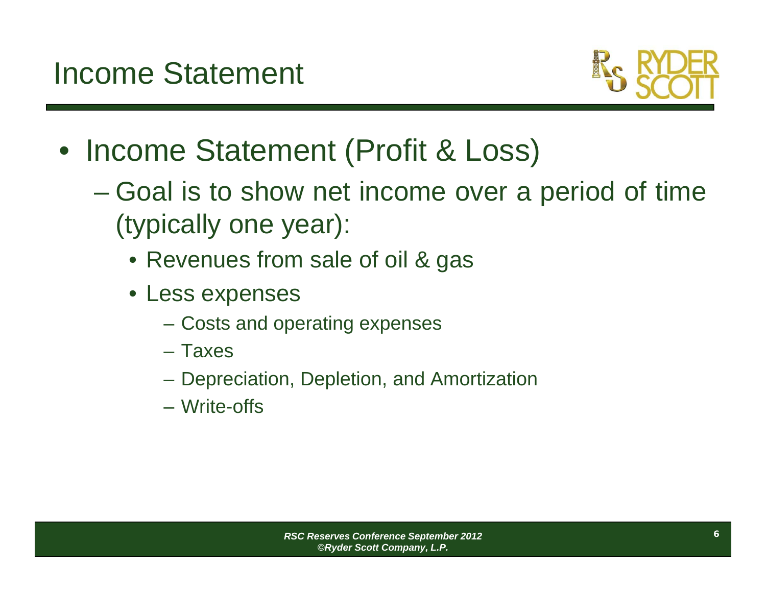# Income Statement

- Income Statement (Profit & Loss)
  - Goal is to show net income over a period of time (typically one year):
    - Revenues from sale of oil & gas
    - Less expenses
      - Costs and operating expenses
      - Taxes
      - Depreciation, Depletion, and Amortization
      - Write-offs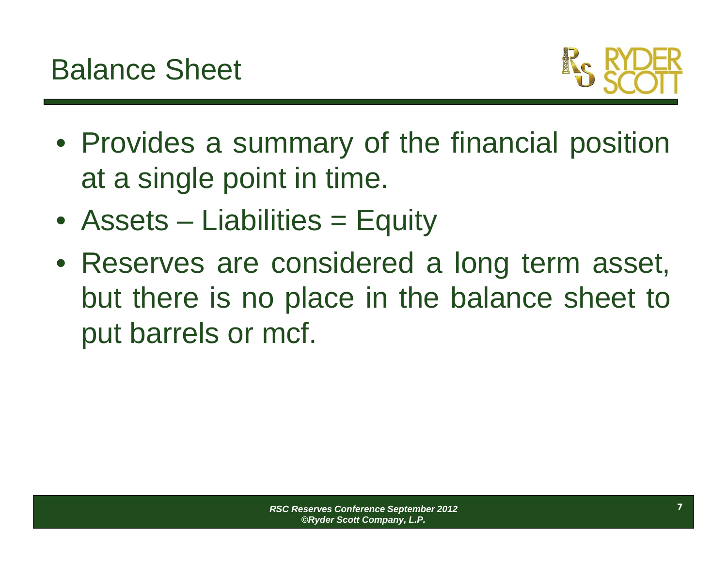# Balance Sheet

- Provides a summary of the financial position at a single point in time.
- Assets – Liabilities = Equity
- Reserves are considered a long term asset, but there is no place in the balance sheet to put barrels or mcf.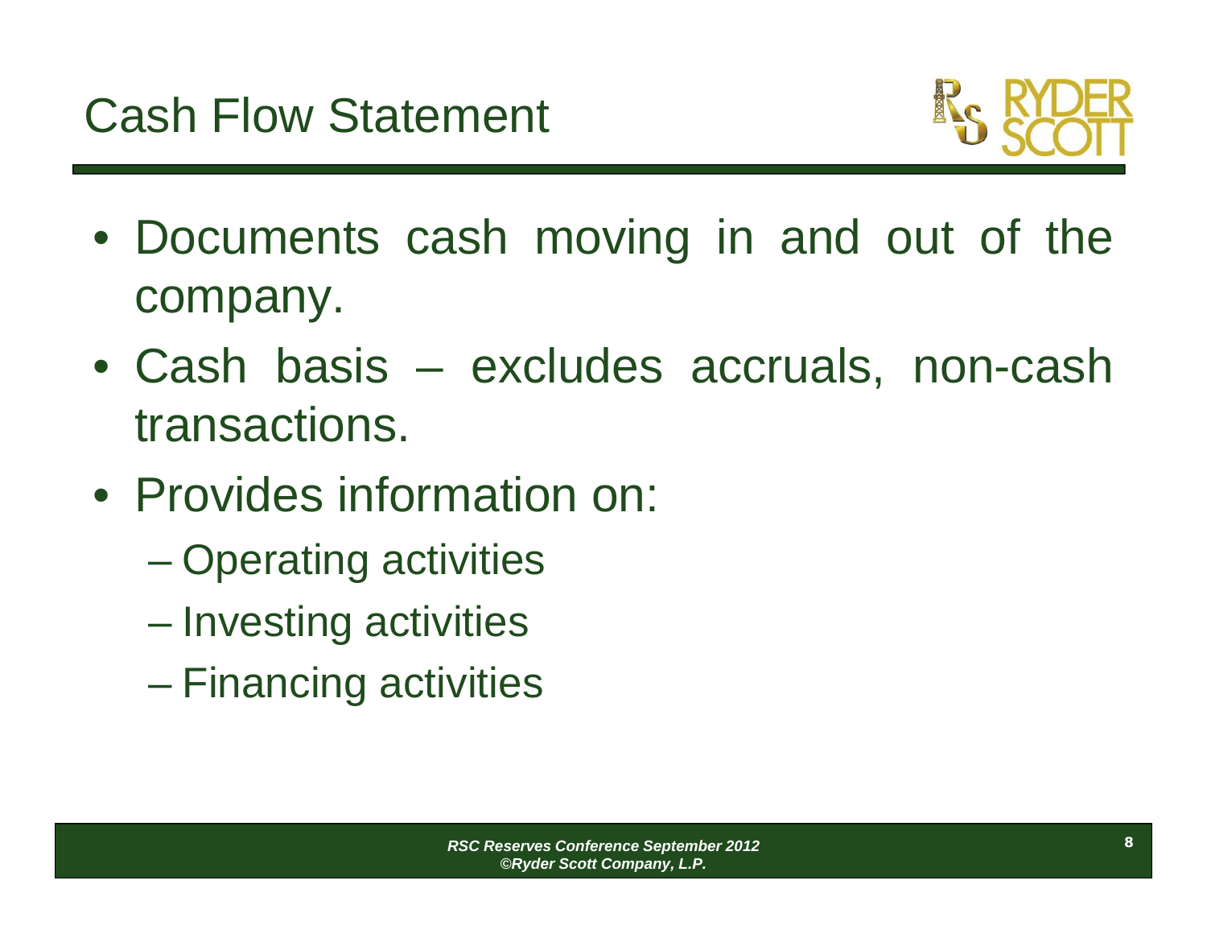# Cash Flow Statement

- Documents cash moving in and out of the company.
- Cash basis – excludes accruals, non-cash transactions.
- Provides information on:
  - Operating activities
  - Investing activities
  - Financing activities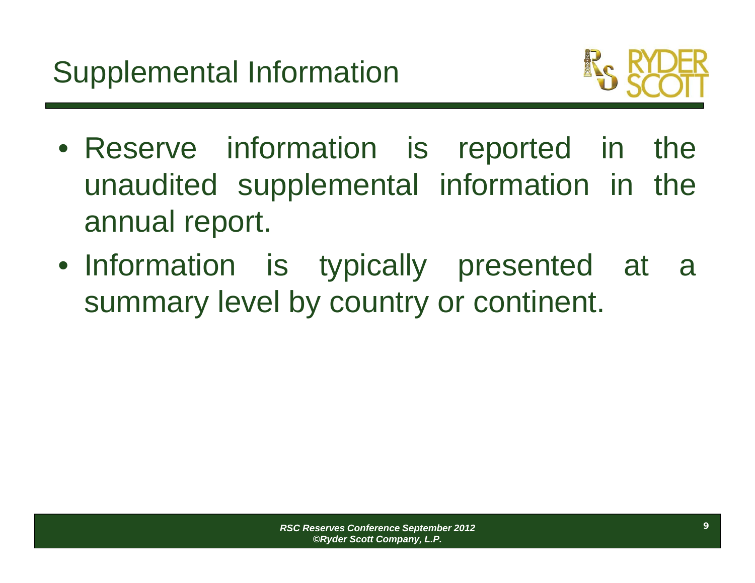# Supplemental Information

- Reserve information is reported in the unaudited supplemental information in the annual report.
- Information is typically presented at a summary level by country or continent.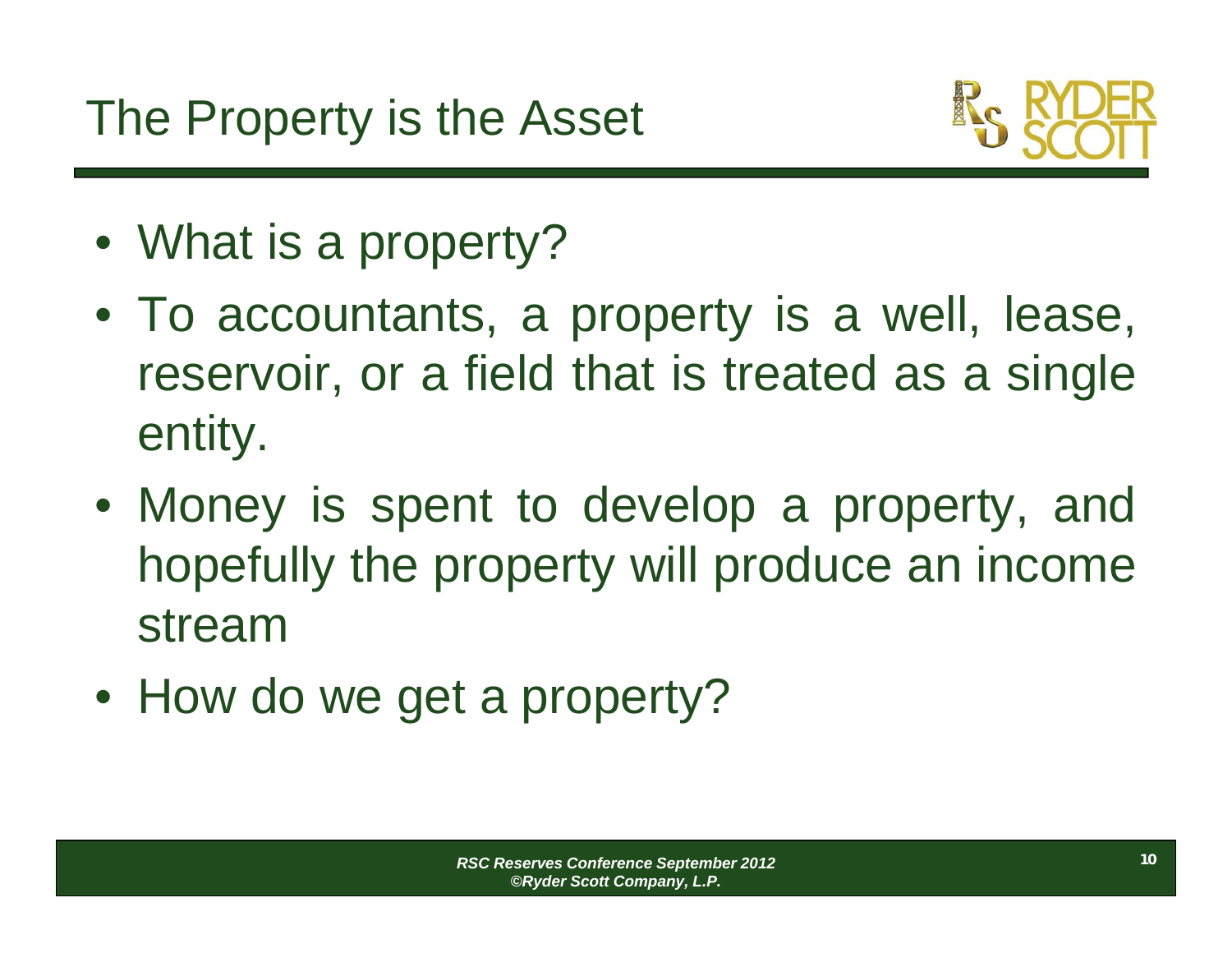# The Property is the Asset

- What is a property?
- To accountants, a property is a well, lease, reservoir, or a field that is treated as a single entity.
- Money is spent to develop a property, and hopefully the property will produce an income stream
- How do we get a property?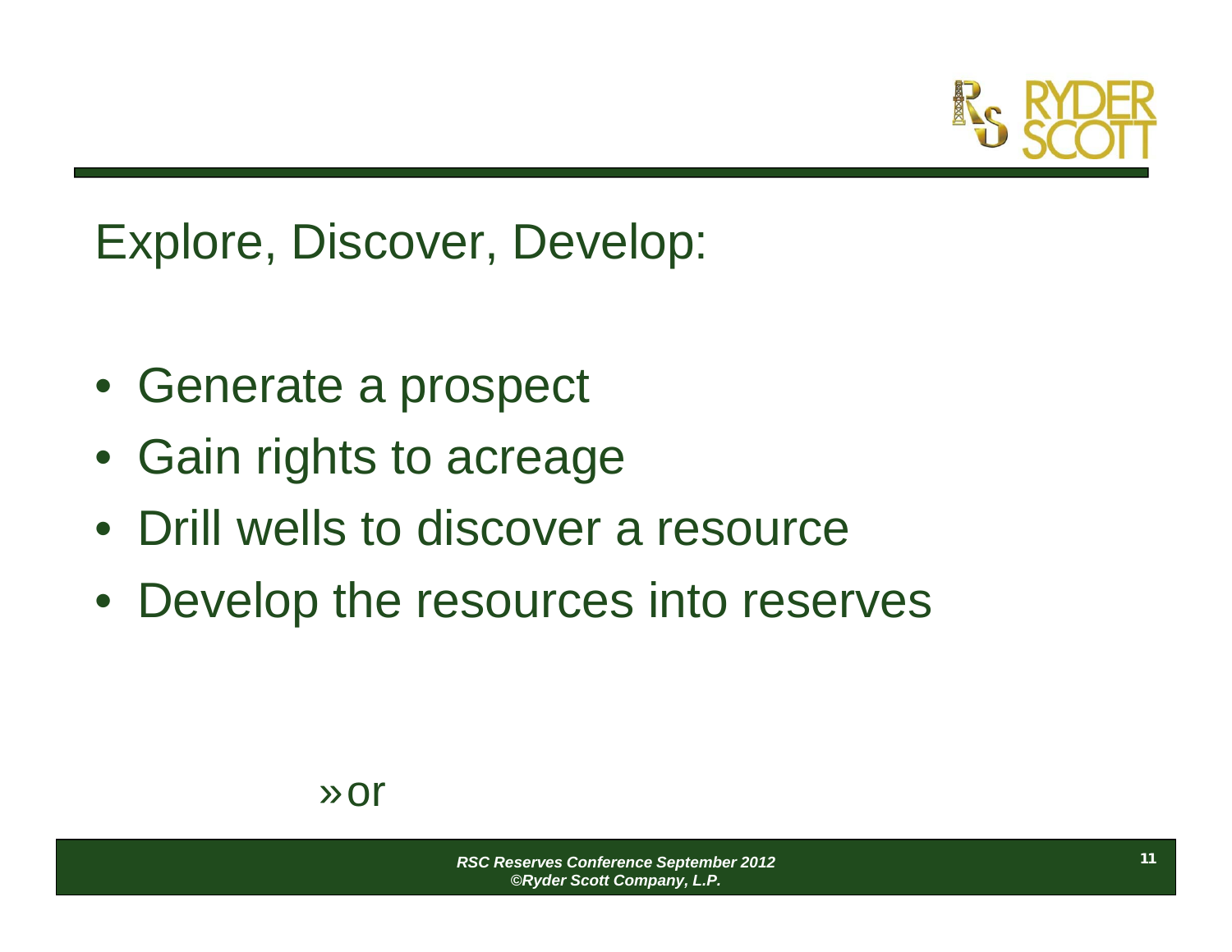# Explore, Discover, Develop:

- Generate a prospect
- Gain rights to acreage
- Drill wells to discover a resource
- Develop the resources into reserves

» or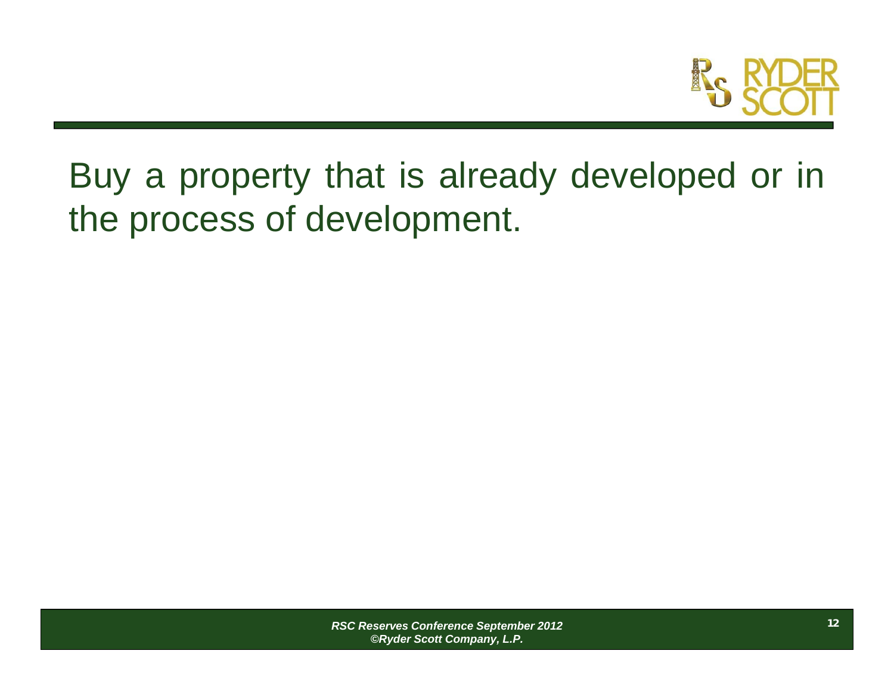Buy a property that is already developed or in the process of development.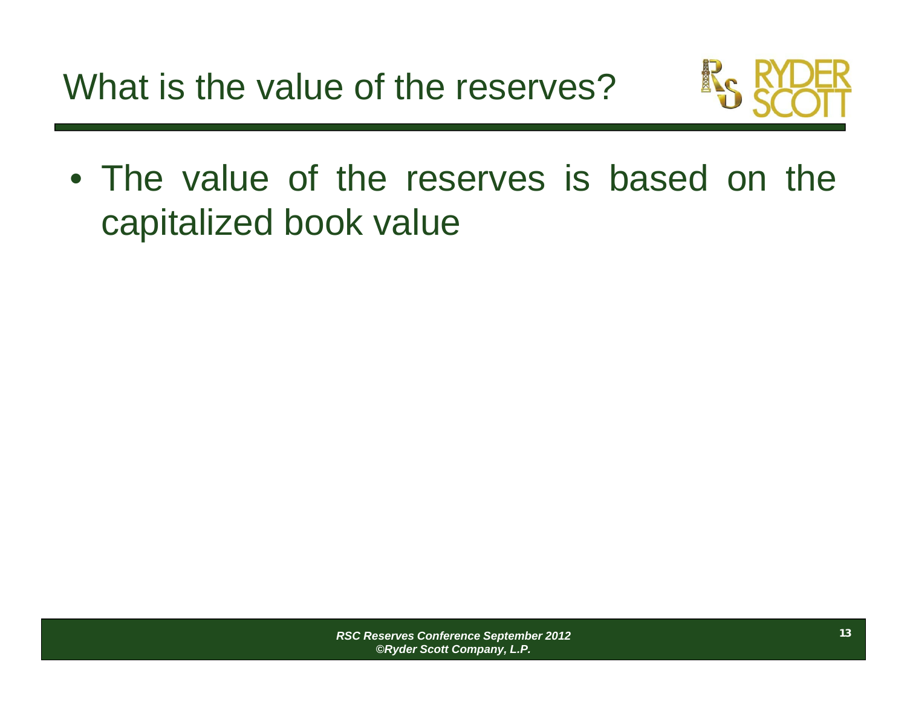# What is the value of the reserves?

- The value of the reserves is based on the capitalized book value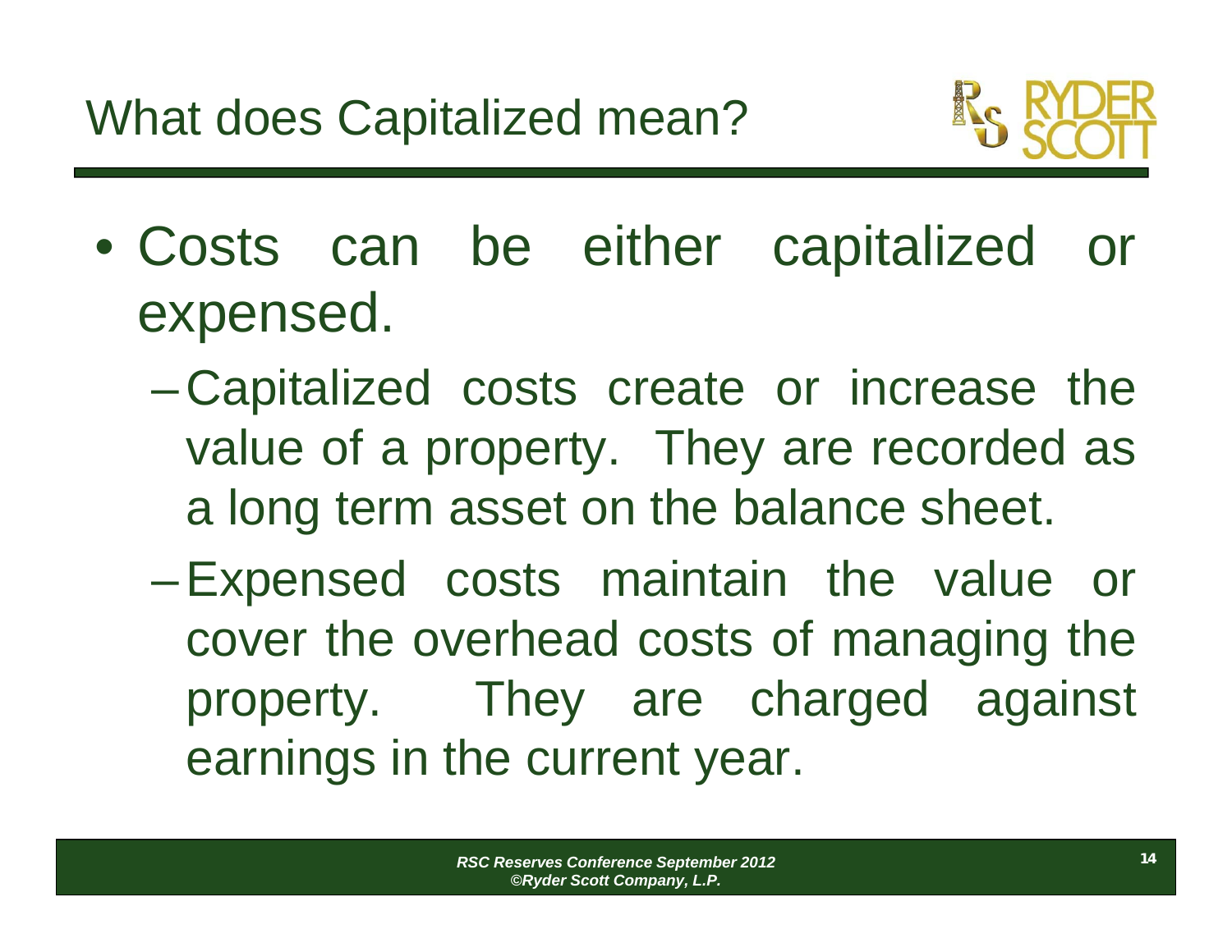# What does Capitalized mean?

- Costs can be either capitalized or expensed.
  - Capitalized costs create or increase the value of a property. They are recorded as a long term asset on the balance sheet.
  - Expensed costs maintain the value or cover the overhead costs of managing the property. They are charged against earnings in the current year.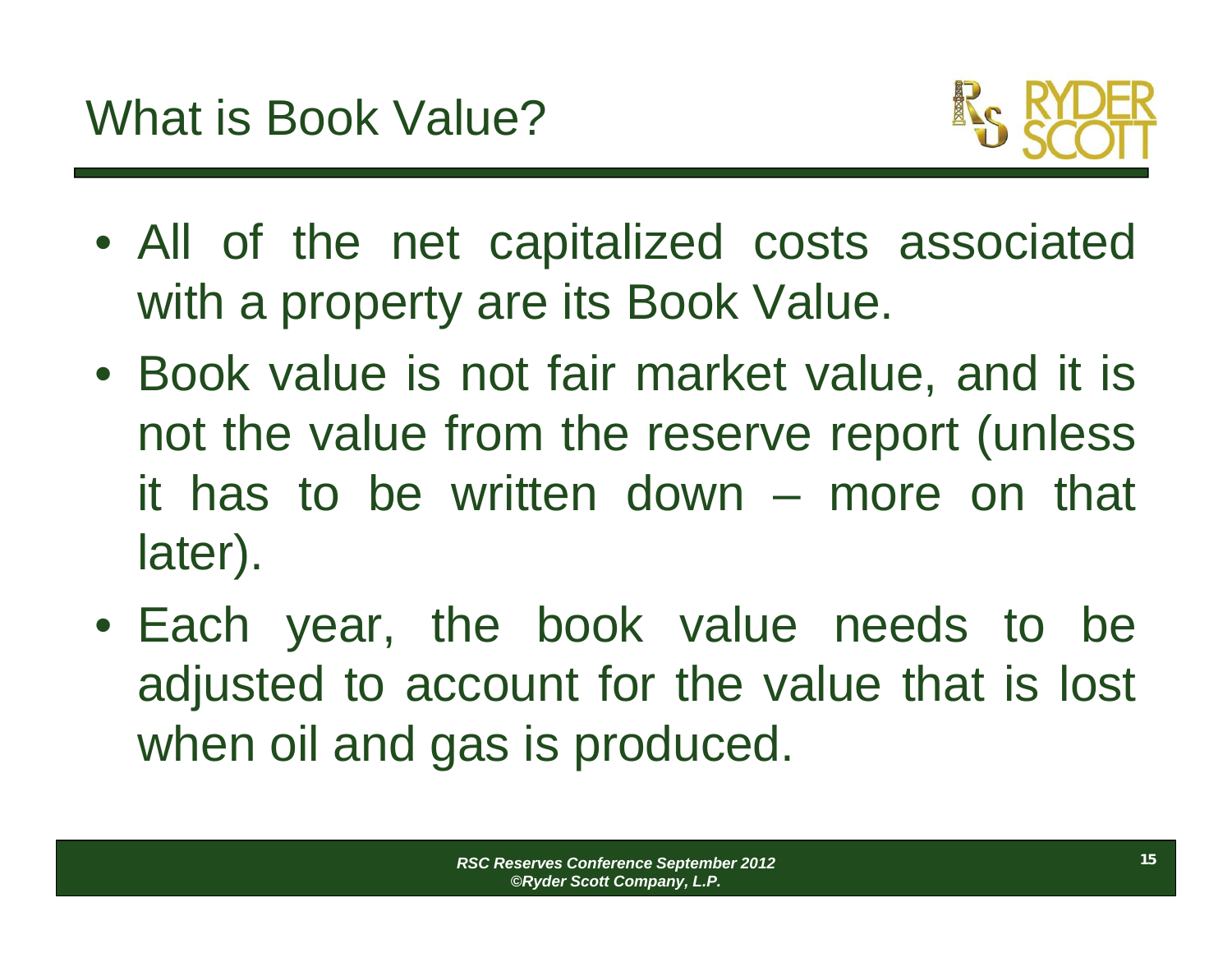# What is Book Value?

- All of the net capitalized costs associated with a property are its Book Value.
- Book value is not fair market value, and it is not the value from the reserve report (unless it has to be written down – more on that later).
- Each year, the book value needs to be adjusted to account for the value that is lost when oil and gas is produced.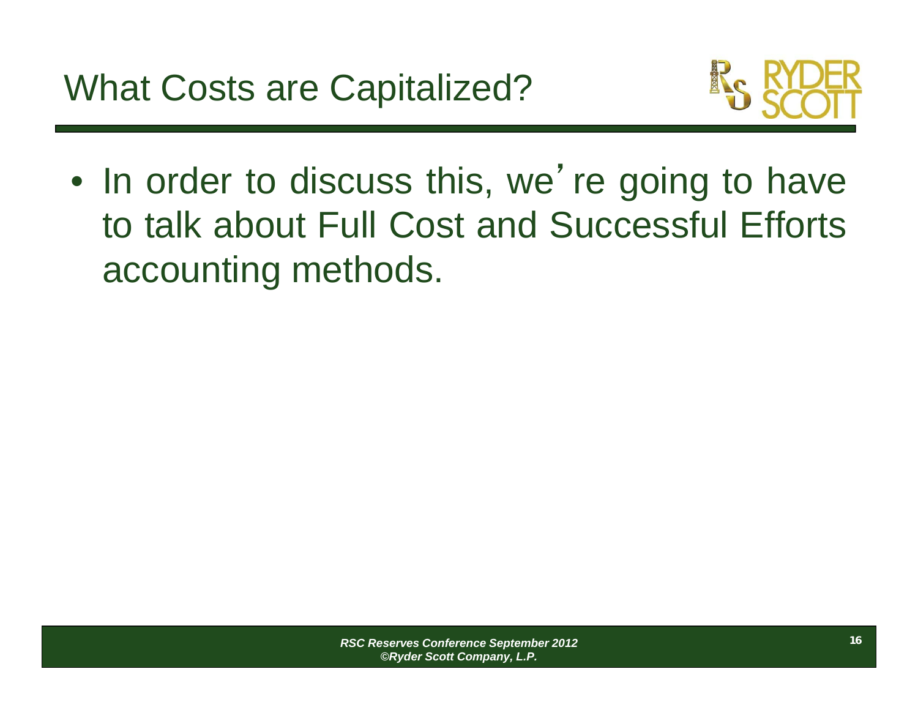# What Costs are Capitalized?

- In order to discuss this, we're going to have to talk about Full Cost and Successful Efforts accounting methods.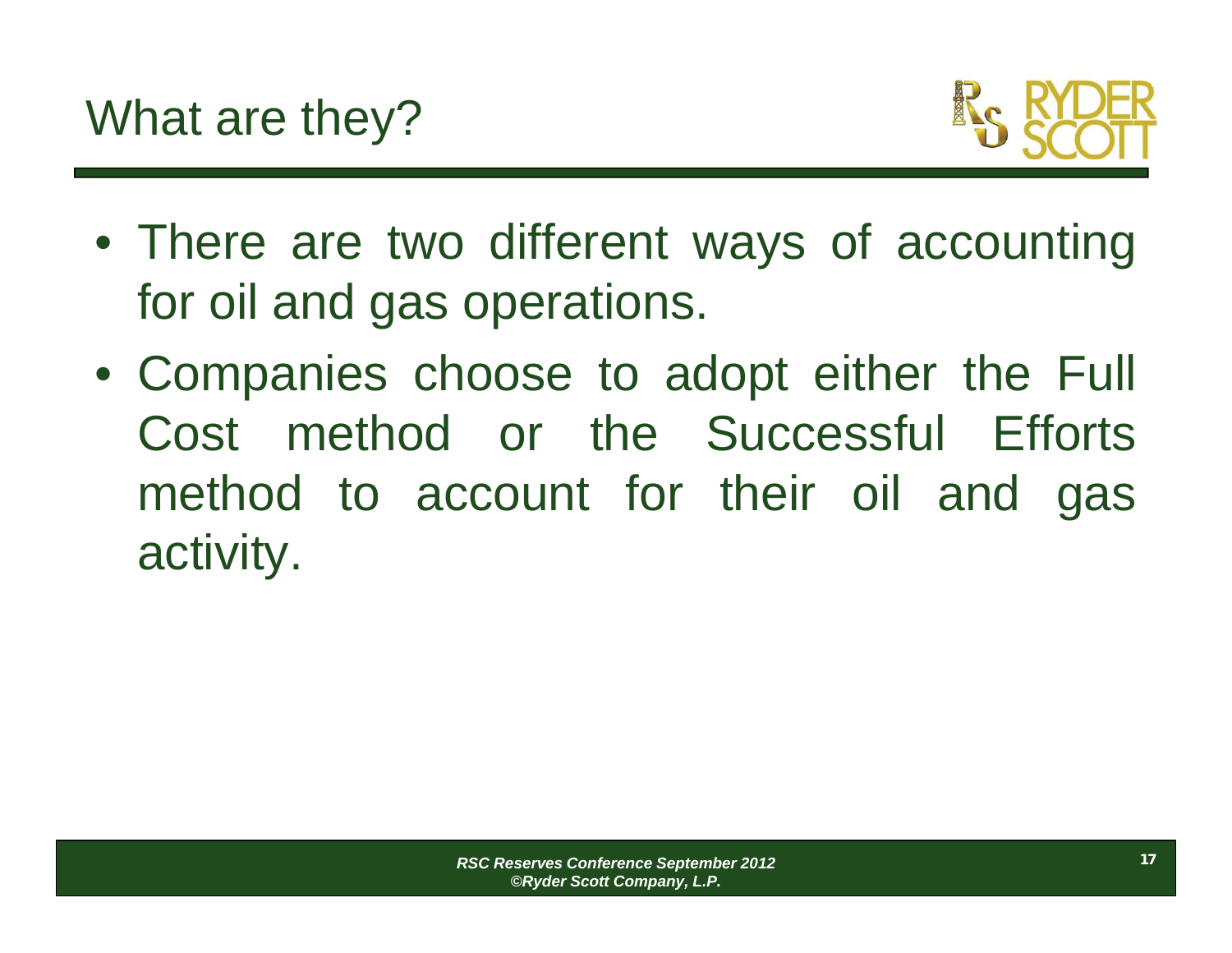## What are they?

- There are two different ways of accounting for oil and gas operations.
- Companies choose to adopt either the Full Cost method or the Successful Efforts method to account for their oil and gas activity.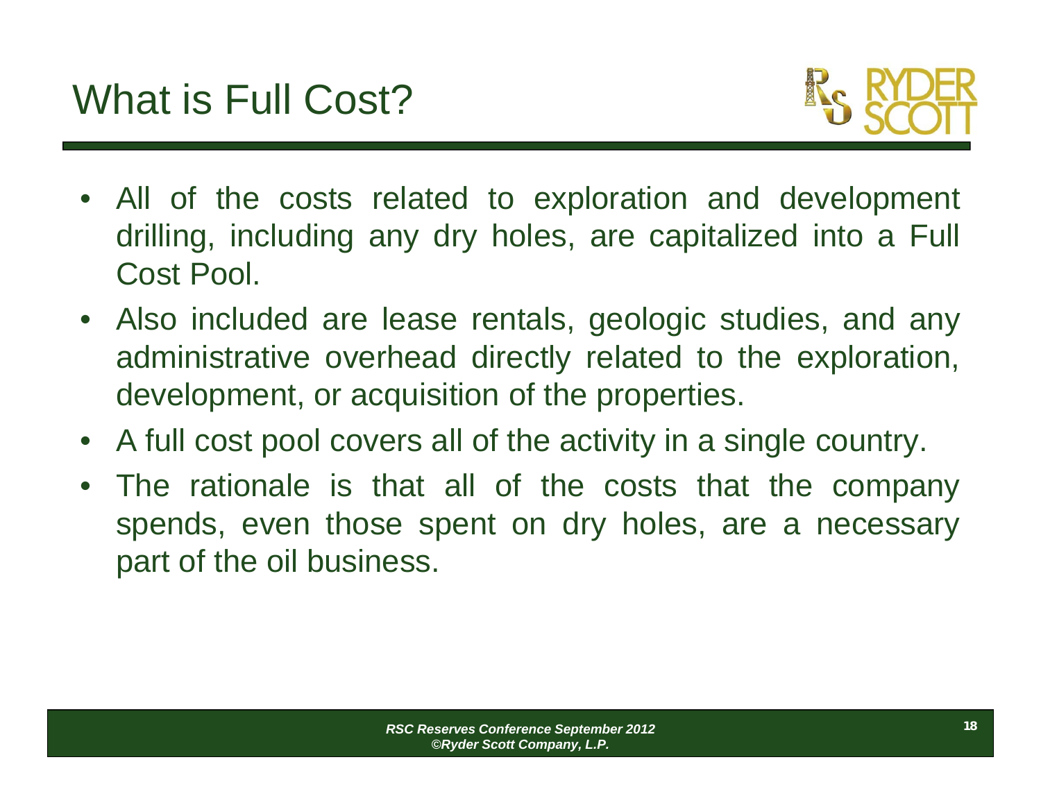# What is Full Cost?

- All of the costs related to exploration and development drilling, including any dry holes, are capitalized into a Full Cost Pool.
- Also included are lease rentals, geologic studies, and any administrative overhead directly related to the exploration, development, or acquisition of the properties.
- A full cost pool covers all of the activity in a single country.
- The rationale is that all of the costs that the company spends, even those spent on dry holes, are a necessary part of the oil business.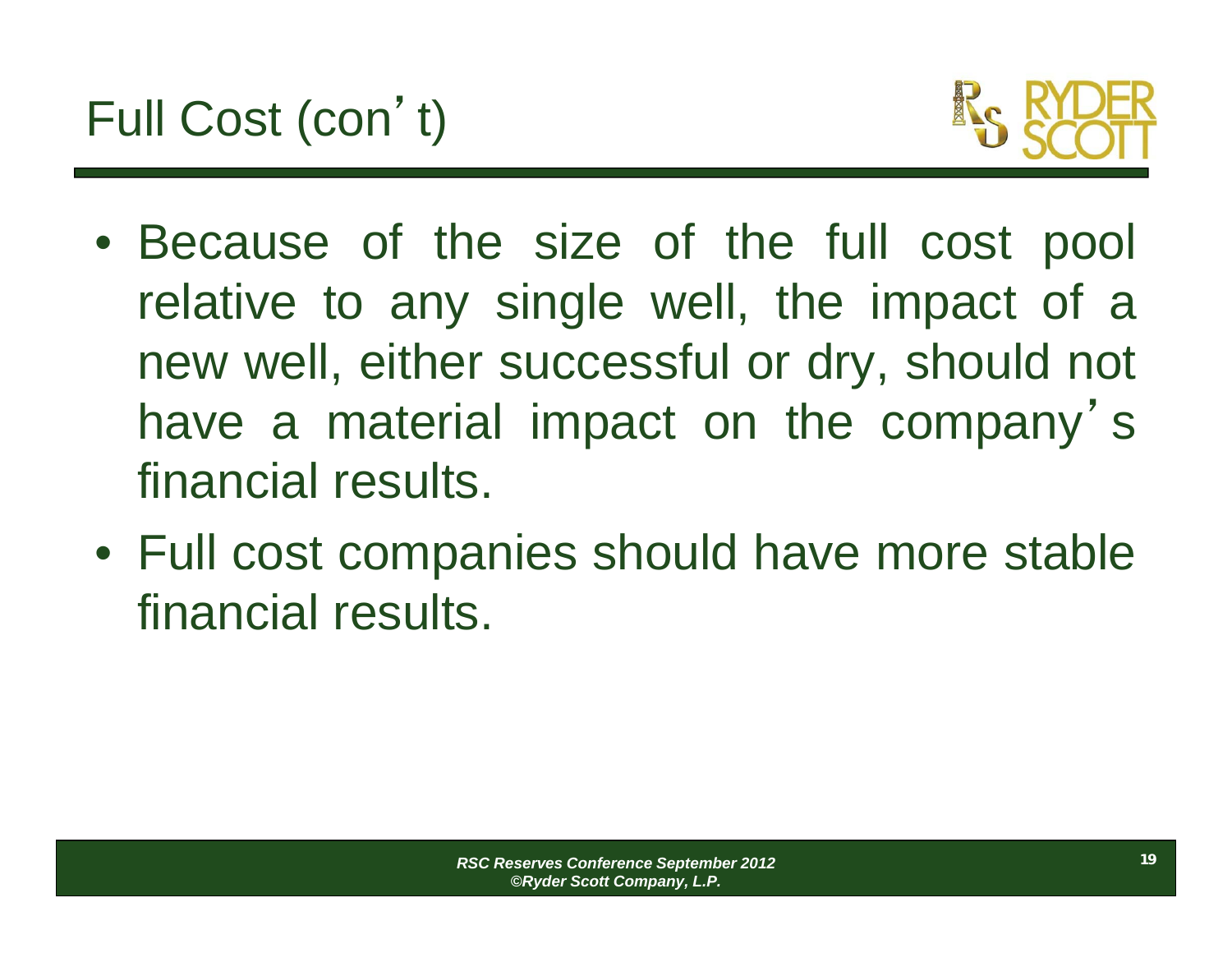# Full Cost (con't)

- Because of the size of the full cost pool relative to any single well, the impact of a new well, either successful or dry, should not have a material impact on the company's financial results.
- Full cost companies should have more stable financial results.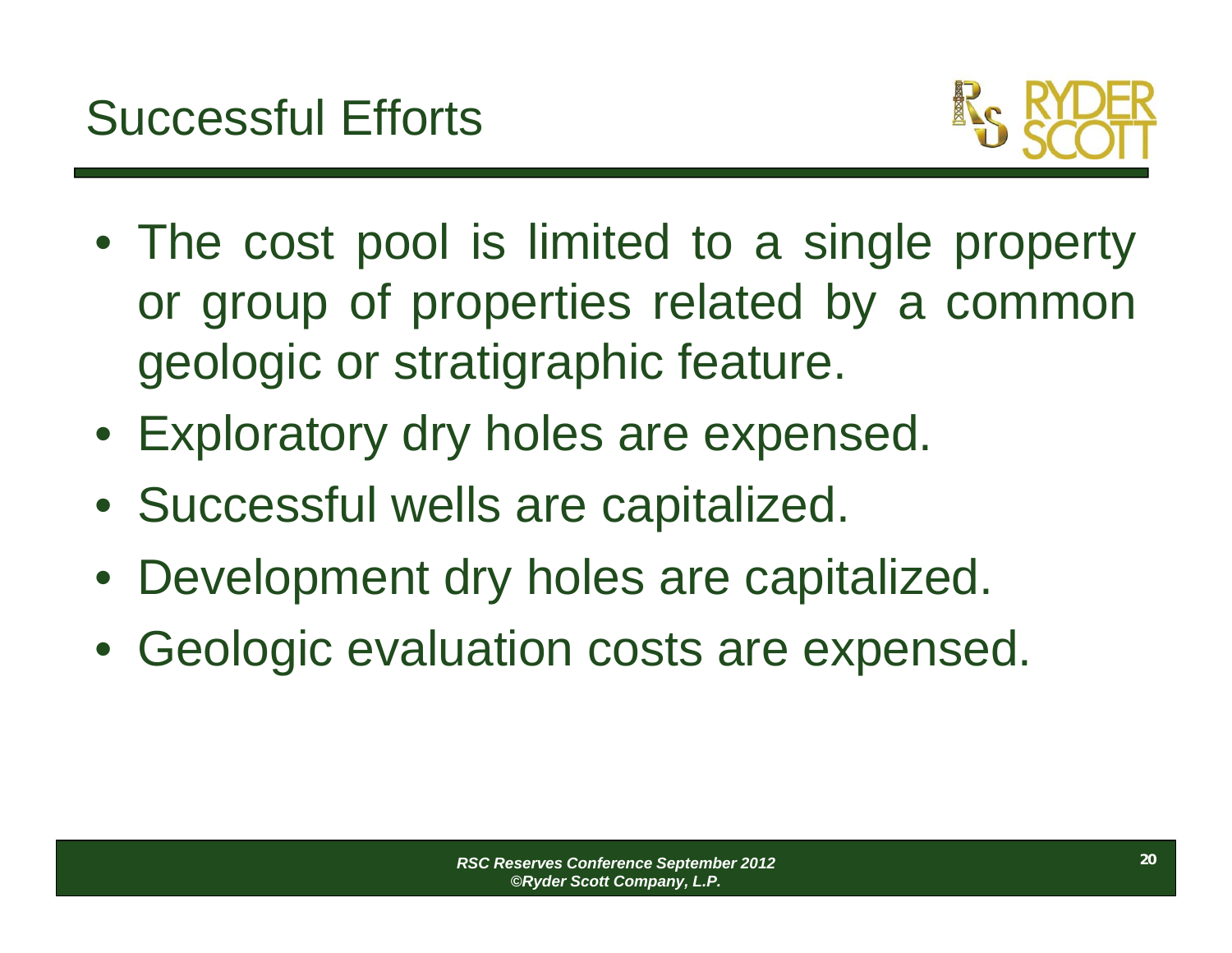# Successful Efforts

- The cost pool is limited to a single property or group of properties related by a common geologic or stratigraphic feature.
- Exploratory dry holes are expensed.
- Successful wells are capitalized.
- Development dry holes are capitalized.
- Geologic evaluation costs are expensed.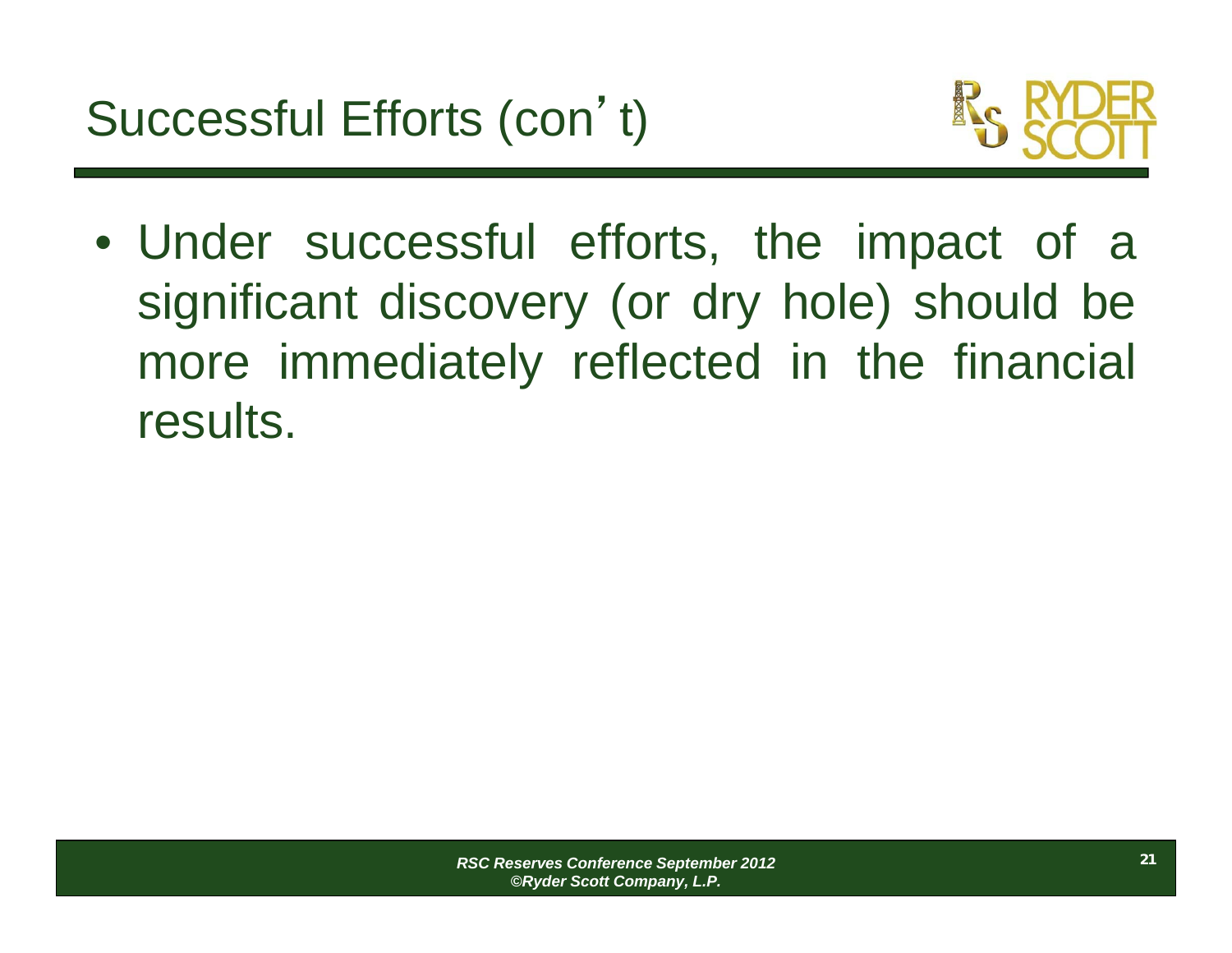# Successful Efforts (con't)

- Under successful efforts, the impact of a significant discovery (or dry hole) should be more immediately reflected in the financial results.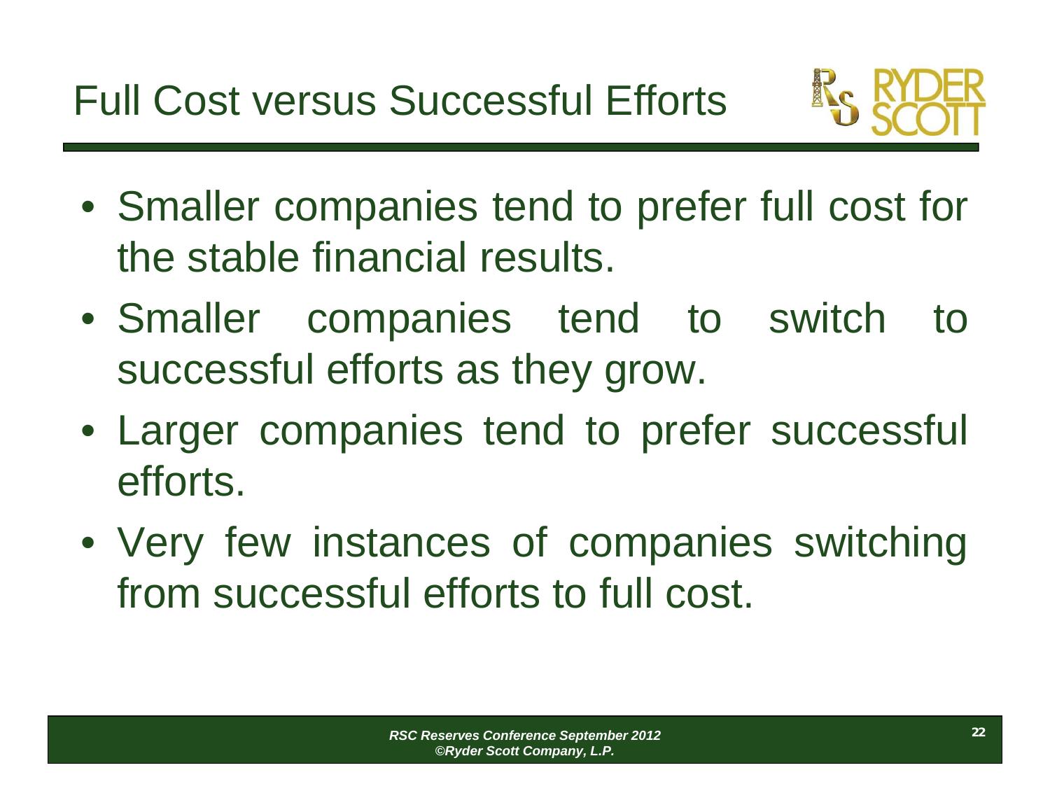# Full Cost versus Successful Efforts

- Smaller companies tend to prefer full cost for the stable financial results.
- Smaller companies tend to switch to successful efforts as they grow.
- Larger companies tend to prefer successful efforts.
- Very few instances of companies switching from successful efforts to full cost.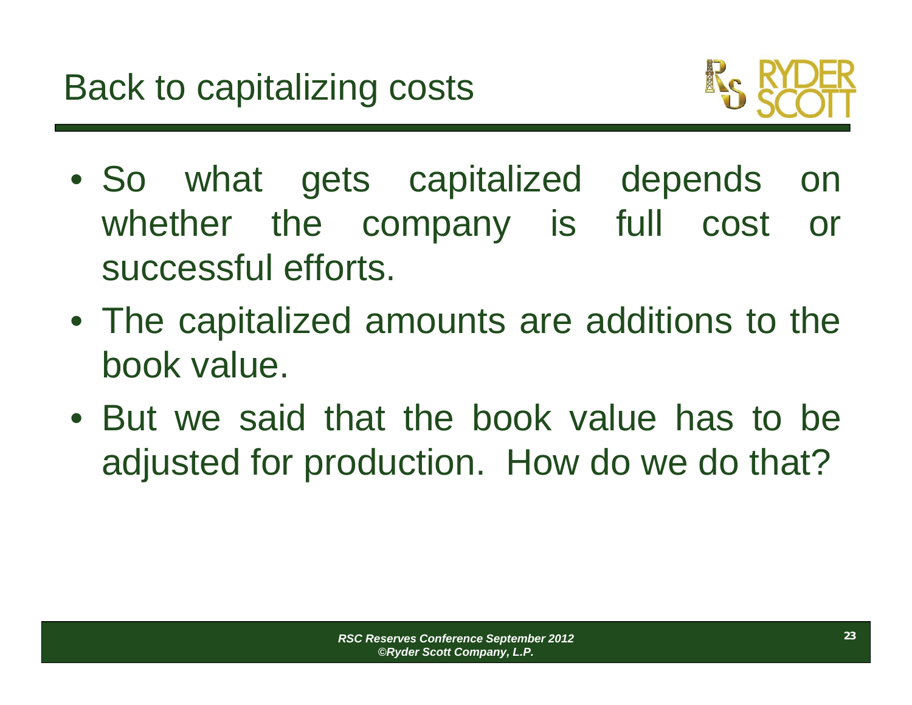# Back to capitalizing costs

- So what gets capitalized depends on whether the company is full cost or successful efforts.
- The capitalized amounts are additions to the book value.
- But we said that the book value has to be adjusted for production. How do we do that?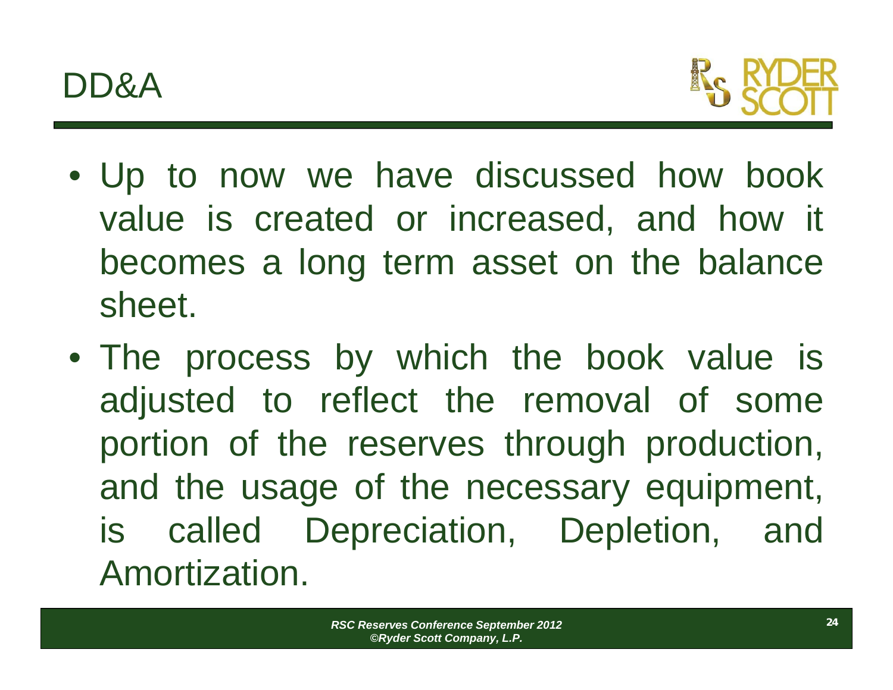# DD&A

- Up to now we have discussed how book value is created or increased, and how it becomes a long term asset on the balance sheet.
- The process by which the book value is adjusted to reflect the removal of some portion of the reserves through production, and the usage of the necessary equipment, is called Depreciation, Depletion, and Amortization.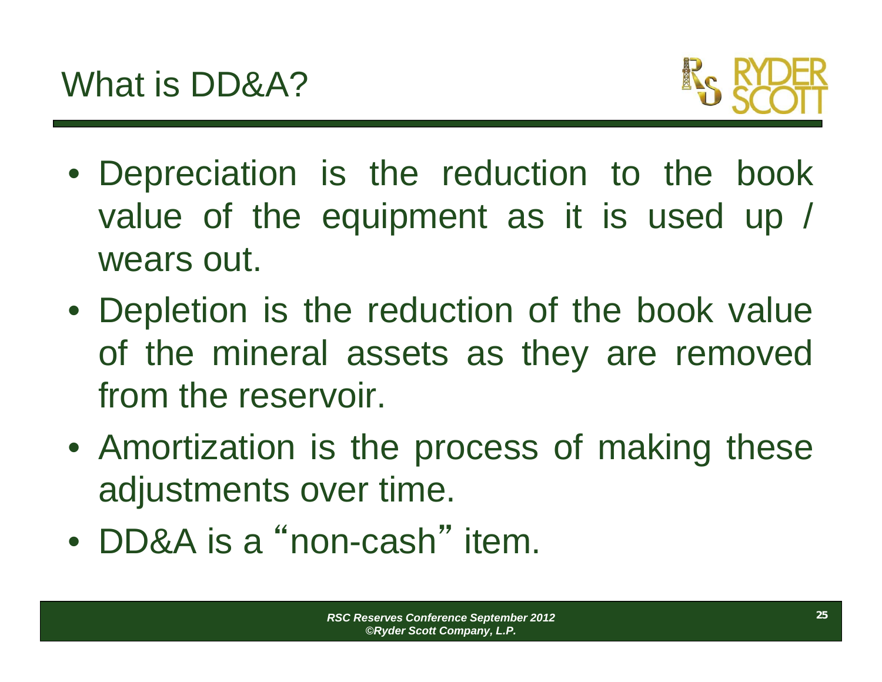# What is DD&A?

- Depreciation is the reduction to the book value of the equipment as it is used up / wears out.
- Depletion is the reduction of the book value of the mineral assets as they are removed from the reservoir.
- Amortization is the process of making these adjustments over time.
- DD&A is a "non-cash" item.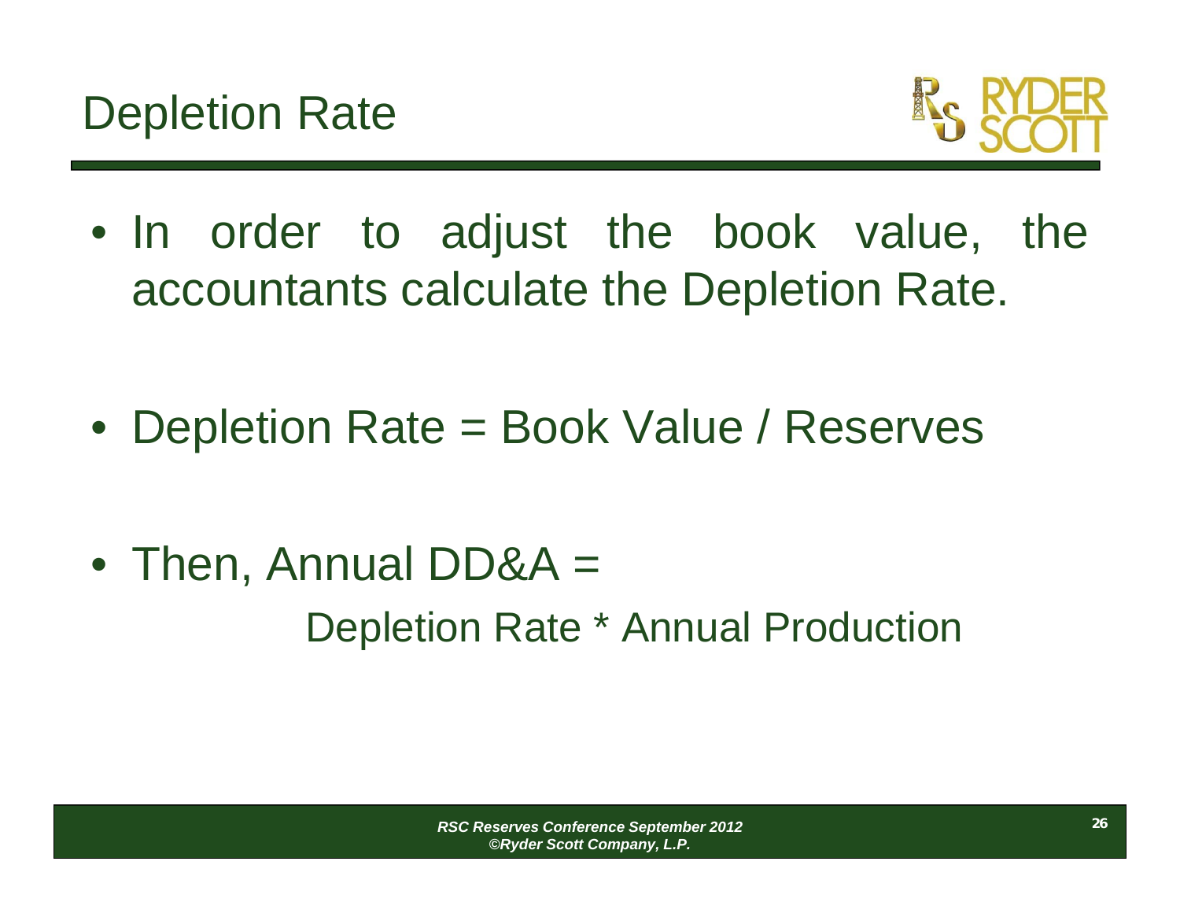# Depletion Rate

- In order to adjust the book value, the accountants calculate the Depletion Rate.

- Depletion Rate = Book Value / Reserves

- Then, Annual DD&A =
  Depletion Rate * Annual Production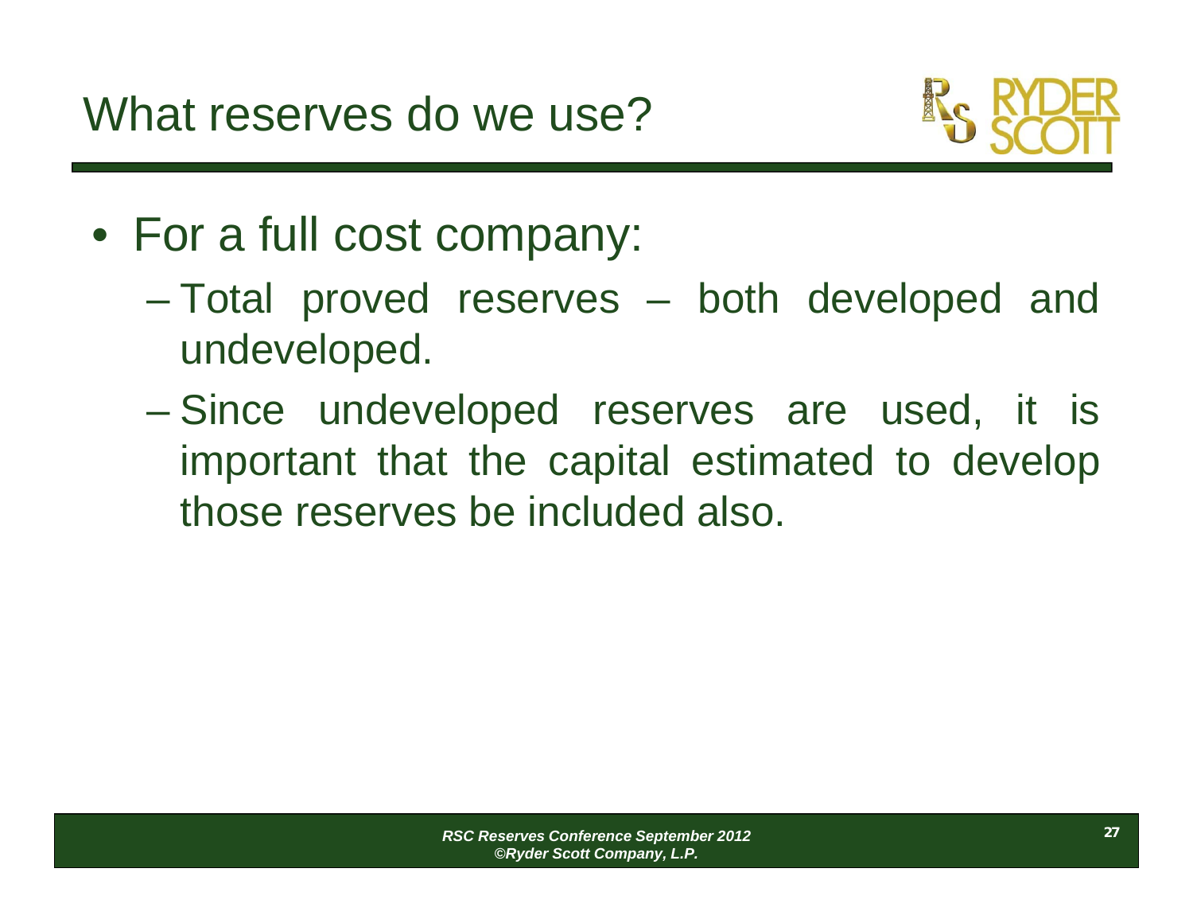# What reserves do we use?

- For a full cost company:
  - Total proved reserves – both developed and undeveloped.
  - Since undeveloped reserves are used, it is important that the capital estimated to develop those reserves be included also.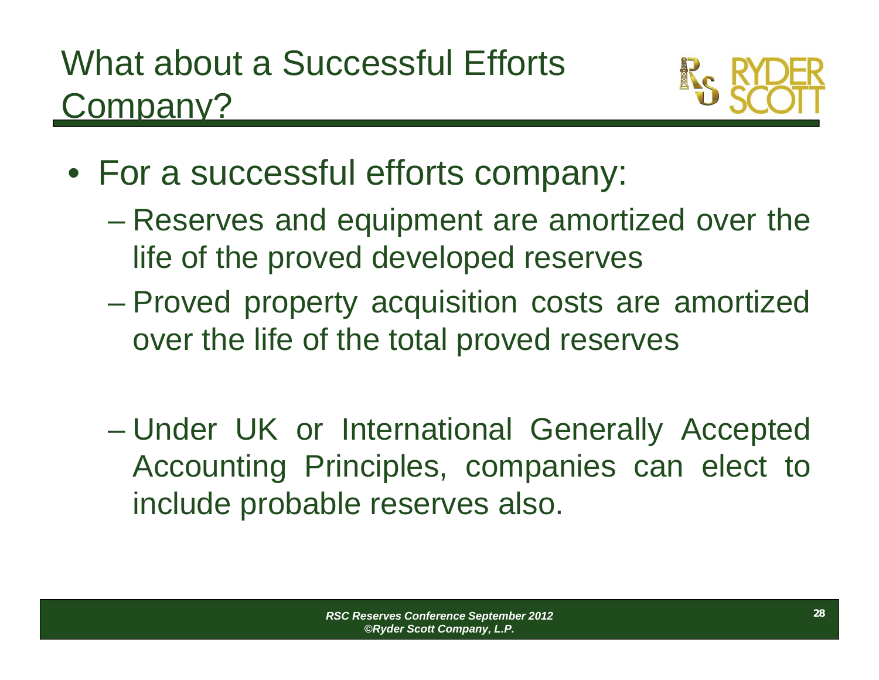# What about a Successful Efforts Company?

- For a successful efforts company:
  - Reserves and equipment are amortized over the life of the proved developed reserves
  - Proved property acquisition costs are amortized over the life of the total proved reserves
  - Under UK or International Generally Accepted Accounting Principles, companies can elect to include probable reserves also.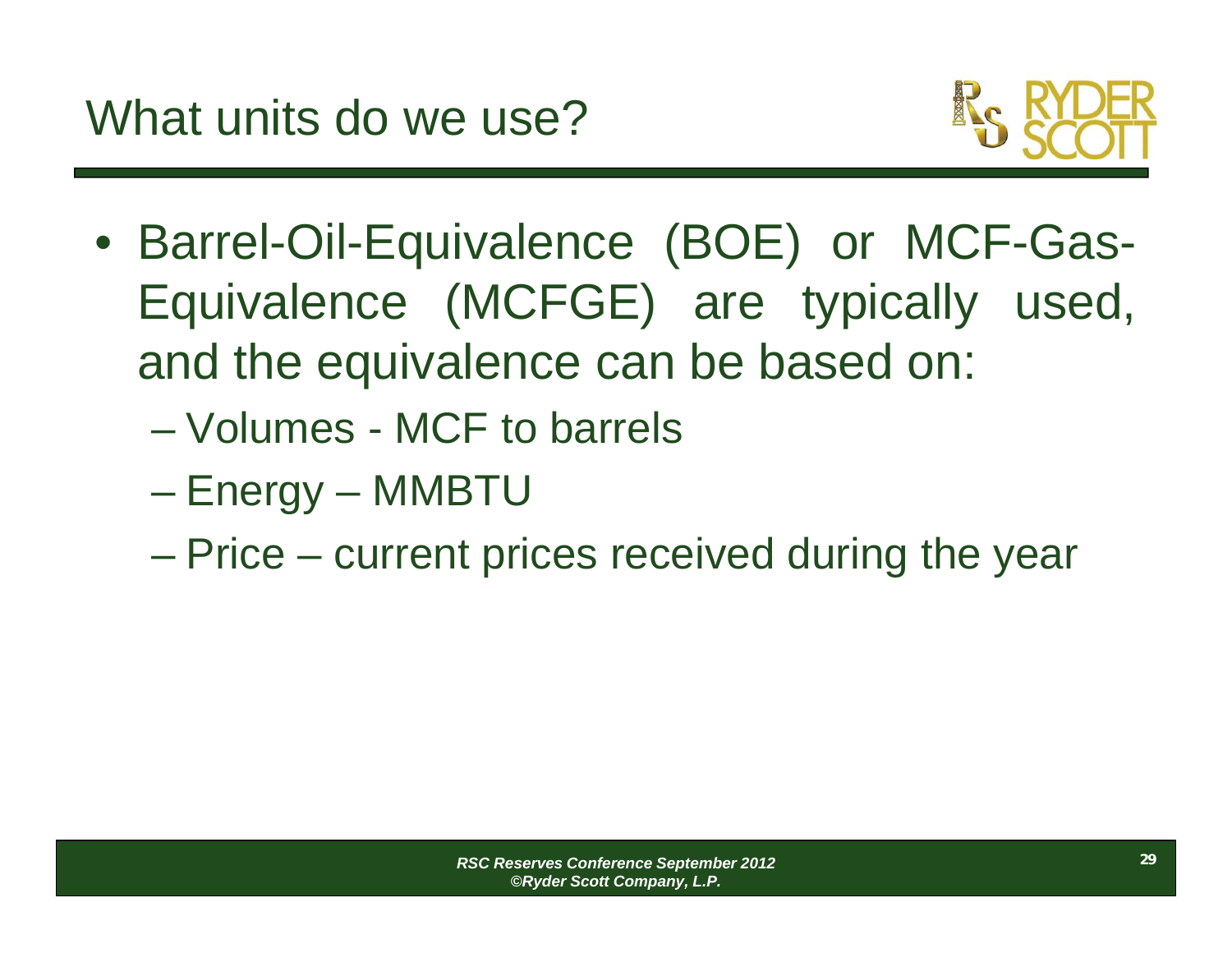# What units do we use?

- Barrel-Oil-Equivalence (BOE) or MCF-Gas-Equivalence (MCFGE) are typically used, and the equivalence can be based on:
  - Volumes - MCF to barrels
  - Energy – MMBTU
  - Price – current prices received during the year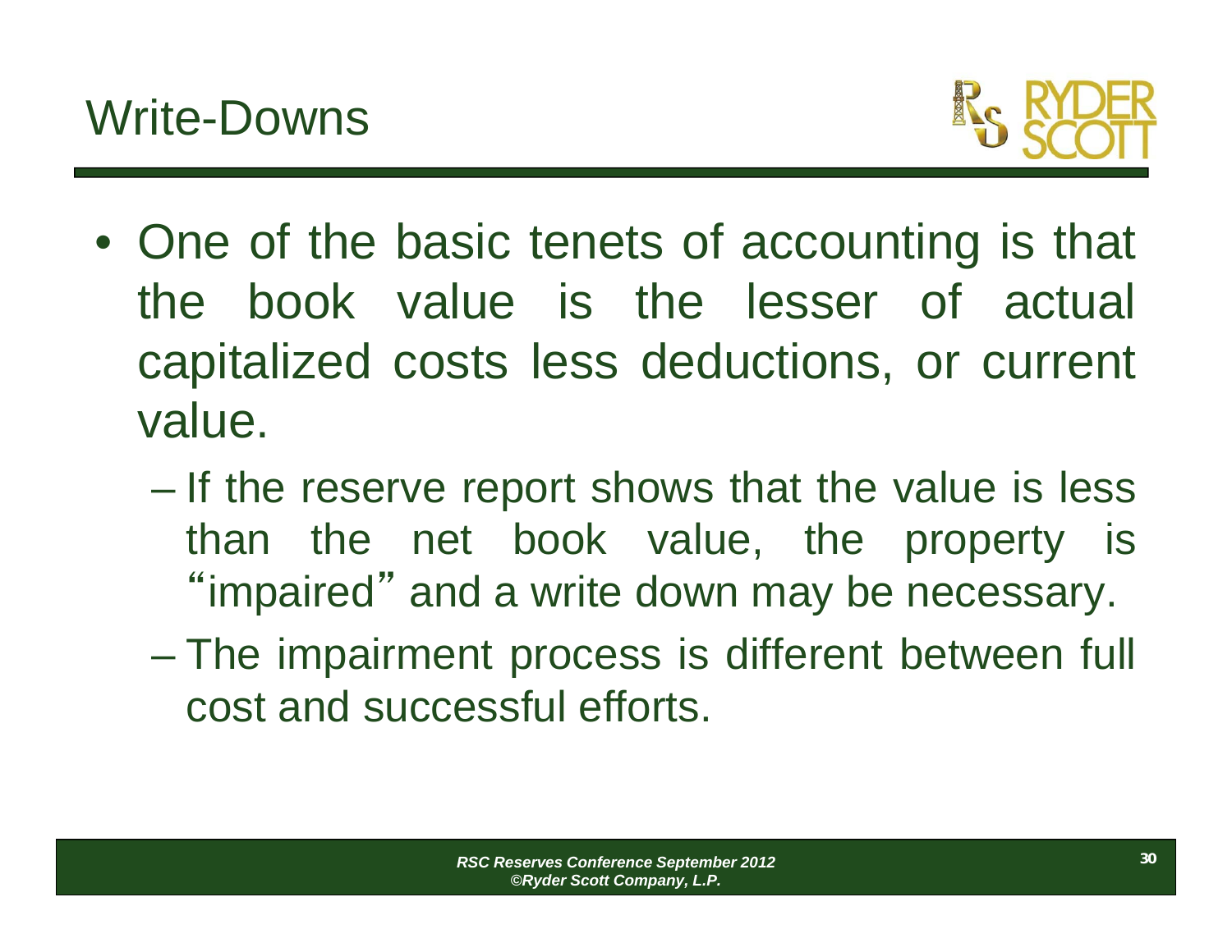# Write-Downs

- One of the basic tenets of accounting is that the book value is the lesser of actual capitalized costs less deductions, or current value.
  - If the reserve report shows that the value is less than the net book value, the property is "impaired" and a write down may be necessary.
  - The impairment process is different between full cost and successful efforts.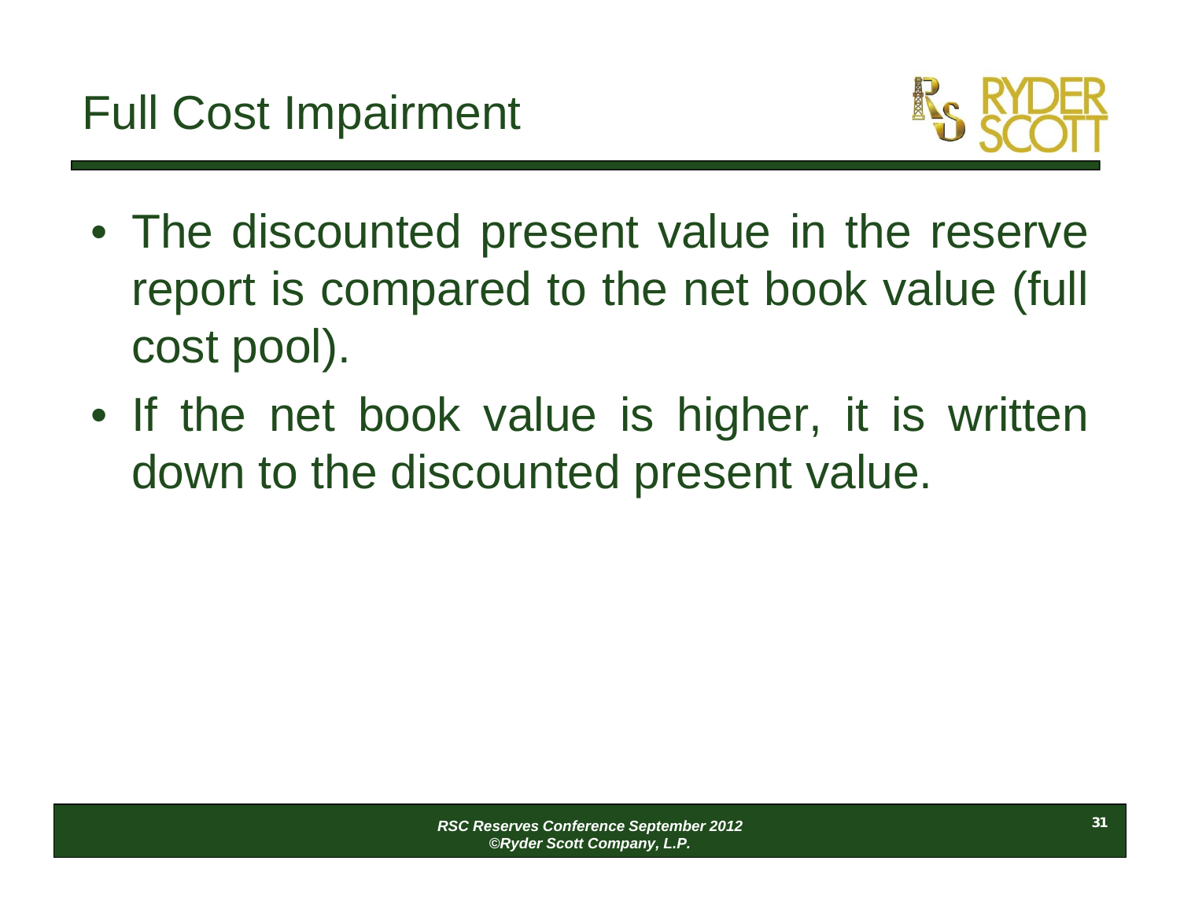# Full Cost Impairment

- The discounted present value in the reserve report is compared to the net book value (full cost pool).
- If the net book value is higher, it is written down to the discounted present value.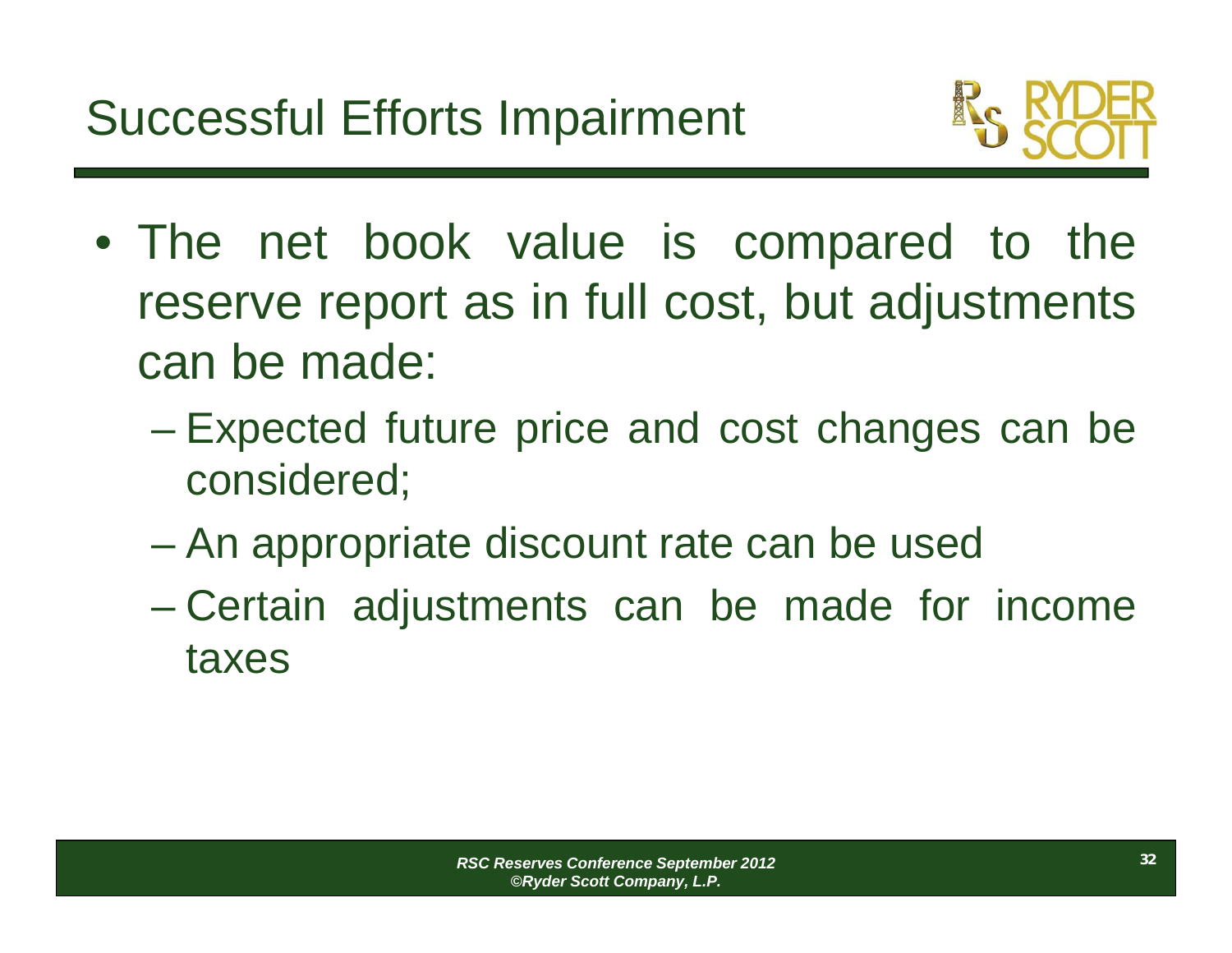# Successful Efforts Impairment

- The net book value is compared to the reserve report as in full cost, but adjustments can be made:
  - Expected future price and cost changes can be considered;
  - An appropriate discount rate can be used
  - Certain adjustments can be made for income taxes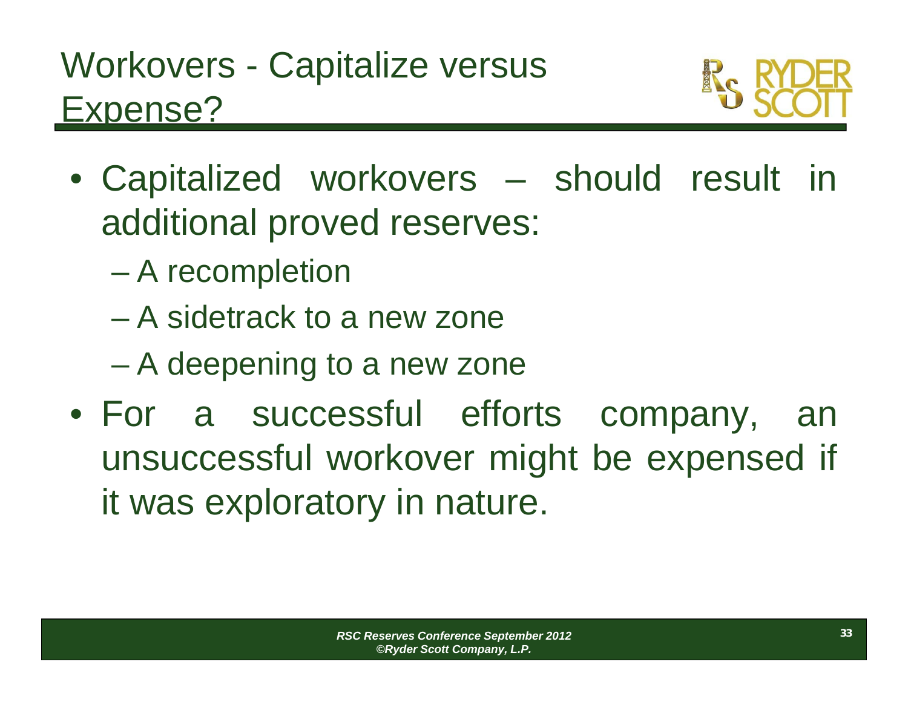# Workovers - Capitalize versus Expense?

- Capitalized workovers – should result in additional proved reserves:
  - A recompletion
  - A sidetrack to a new zone
  - A deepening to a new zone
- For a successful efforts company, an unsuccessful workover might be expensed if it was exploratory in nature.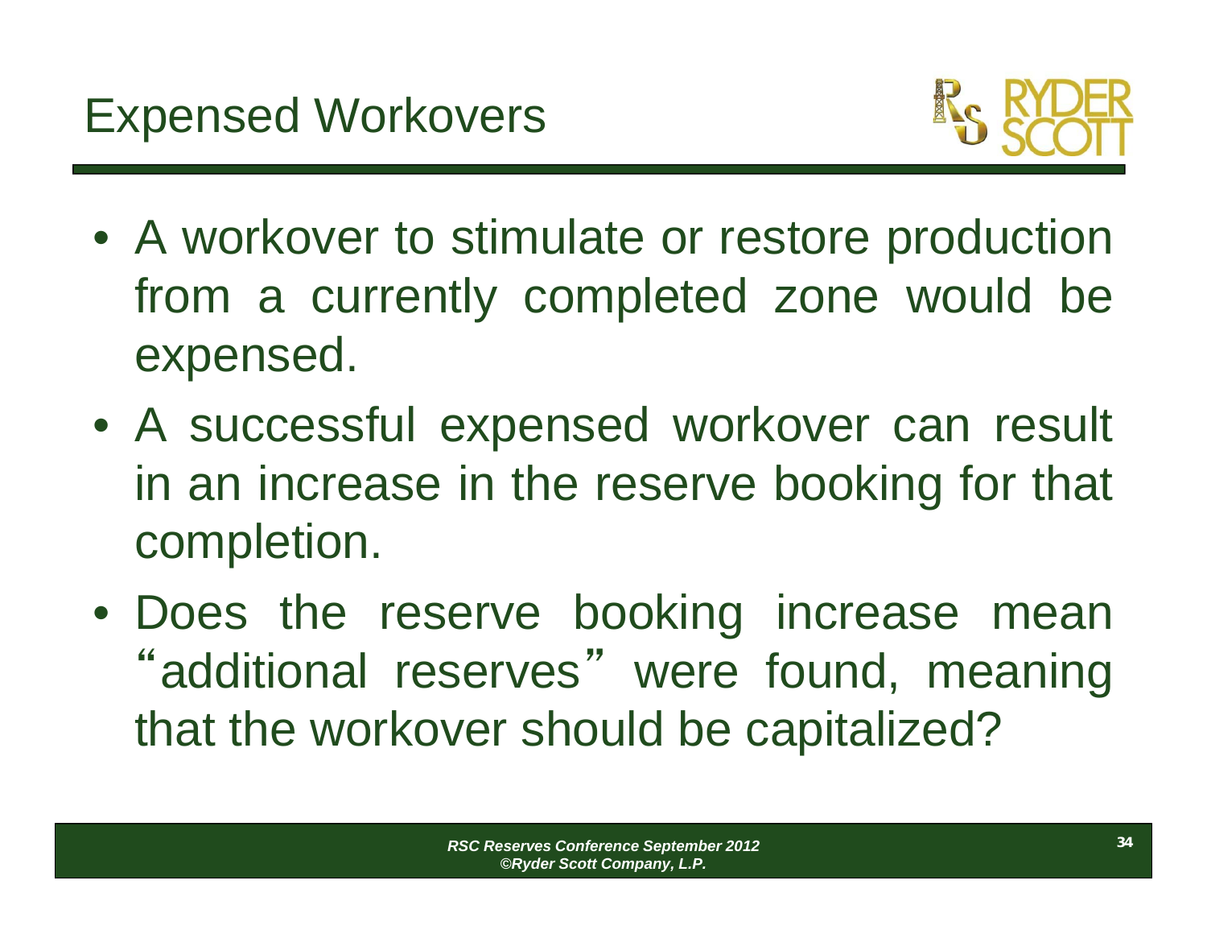# Expensed Workovers

- A workover to stimulate or restore production from a currently completed zone would be expensed.
- A successful expensed workover can result in an increase in the reserve booking for that completion.
- Does the reserve booking increase mean "additional reserves" were found, meaning that the workover should be capitalized?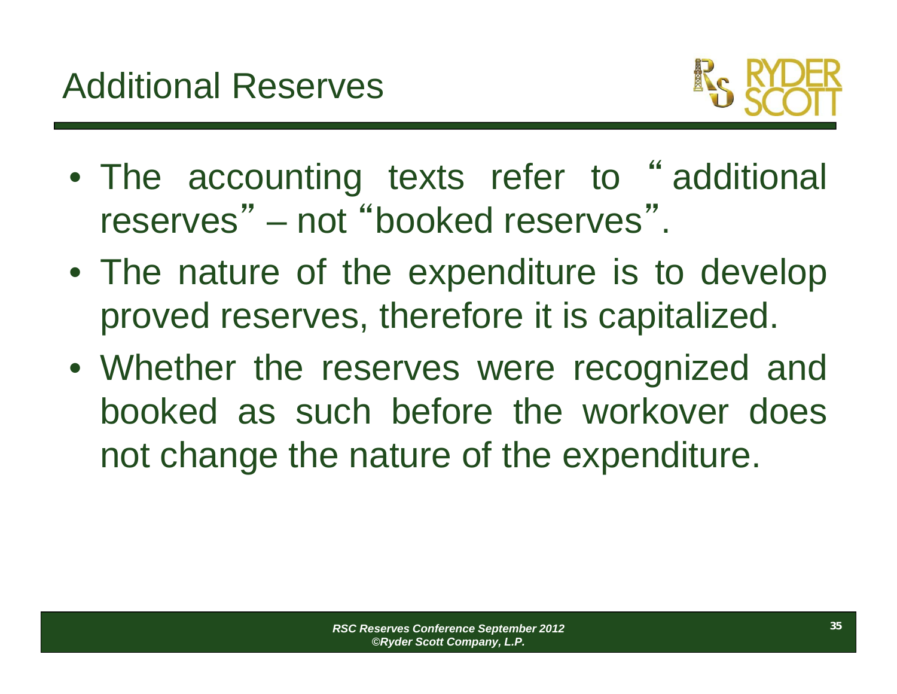# Additional Reserves

- The accounting texts refer to "additional reserves" – not "booked reserves".
- The nature of the expenditure is to develop proved reserves, therefore it is capitalized.
- Whether the reserves were recognized and booked as such before the workover does not change the nature of the expenditure.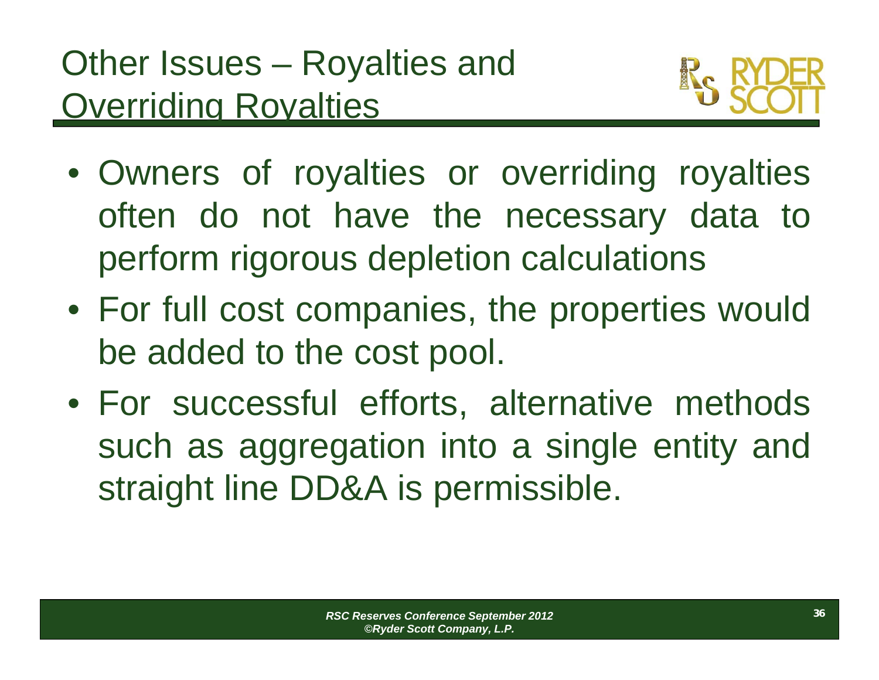# Other Issues – Royalties and Overriding Royalties

- Owners of royalties or overriding royalties often do not have the necessary data to perform rigorous depletion calculations
- For full cost companies, the properties would be added to the cost pool.
- For successful efforts, alternative methods such as aggregation into a single entity and straight line DD&A is permissible.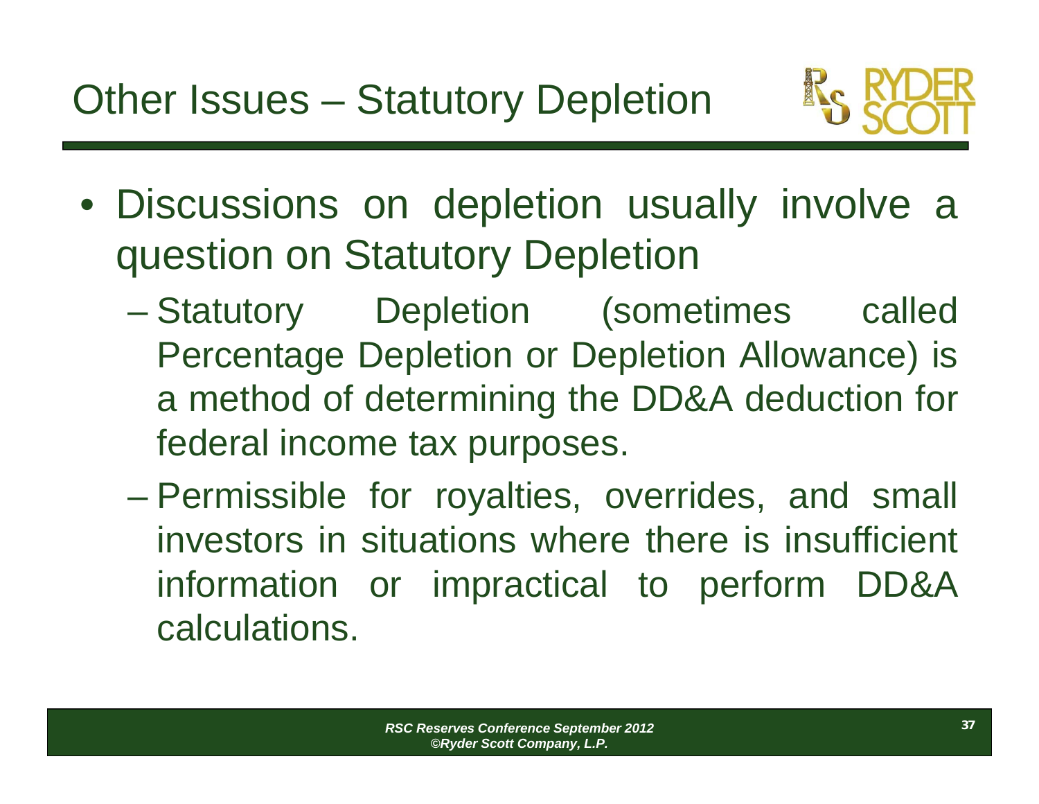# Other Issues – Statutory Depletion

- Discussions on depletion usually involve a question on Statutory Depletion
  - Statutory Depletion (sometimes called Percentage Depletion or Depletion Allowance) is a method of determining the DD&A deduction for federal income tax purposes.
  - Permissible for royalties, overrides, and small investors in situations where there is insufficient information or impractical to perform DD&A calculations.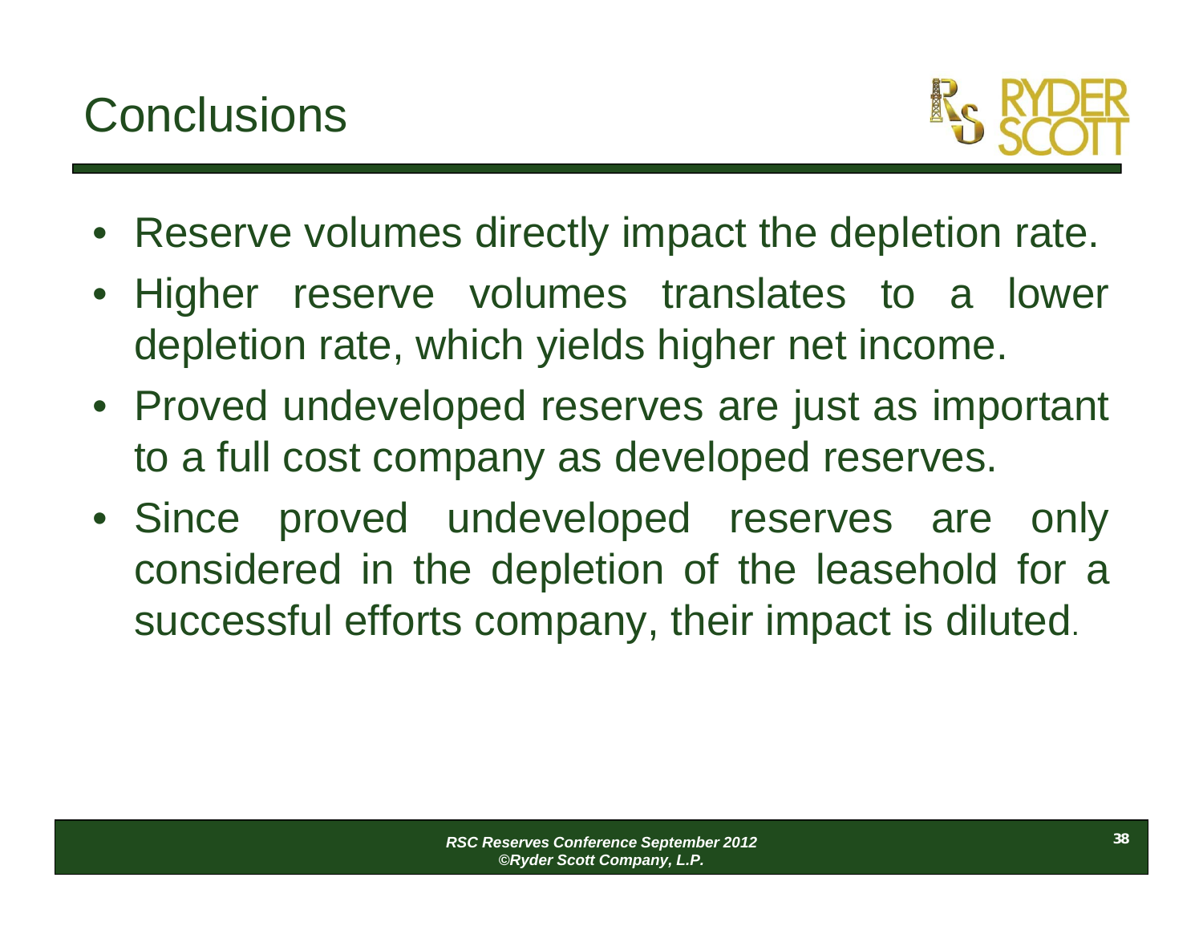# Conclusions

- Reserve volumes directly impact the depletion rate.
- Higher reserve volumes translates to a lower depletion rate, which yields higher net income.
- Proved undeveloped reserves are just as important to a full cost company as developed reserves.
- Since proved undeveloped reserves are only considered in the depletion of the leasehold for a successful efforts company, their impact is diluted.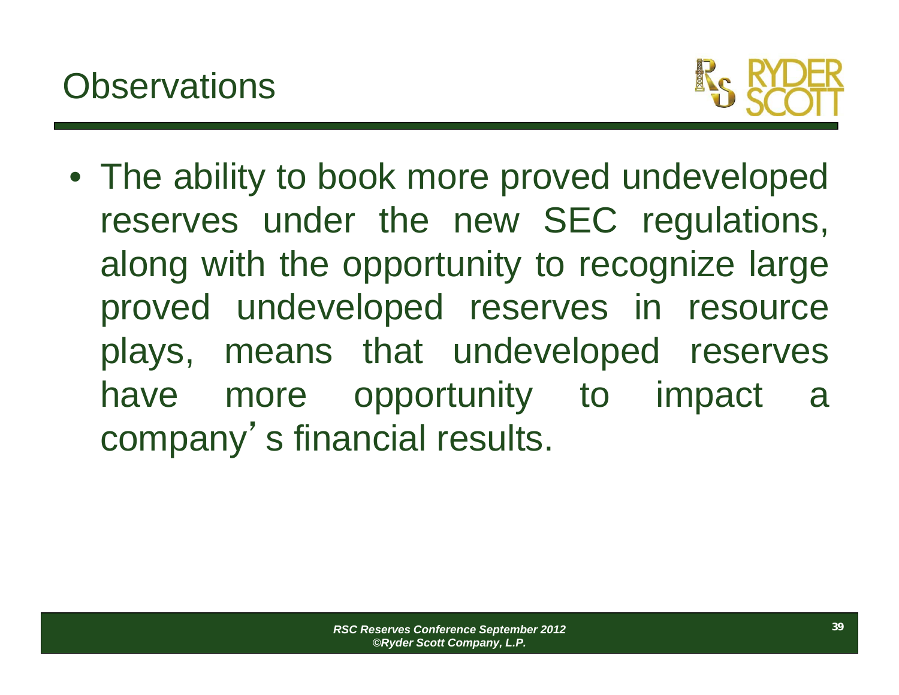# Observations

- The ability to book more proved undeveloped reserves under the new SEC regulations, along with the opportunity to recognize large proved undeveloped reserves in resource plays, means that undeveloped reserves have more opportunity to impact a company's financial results.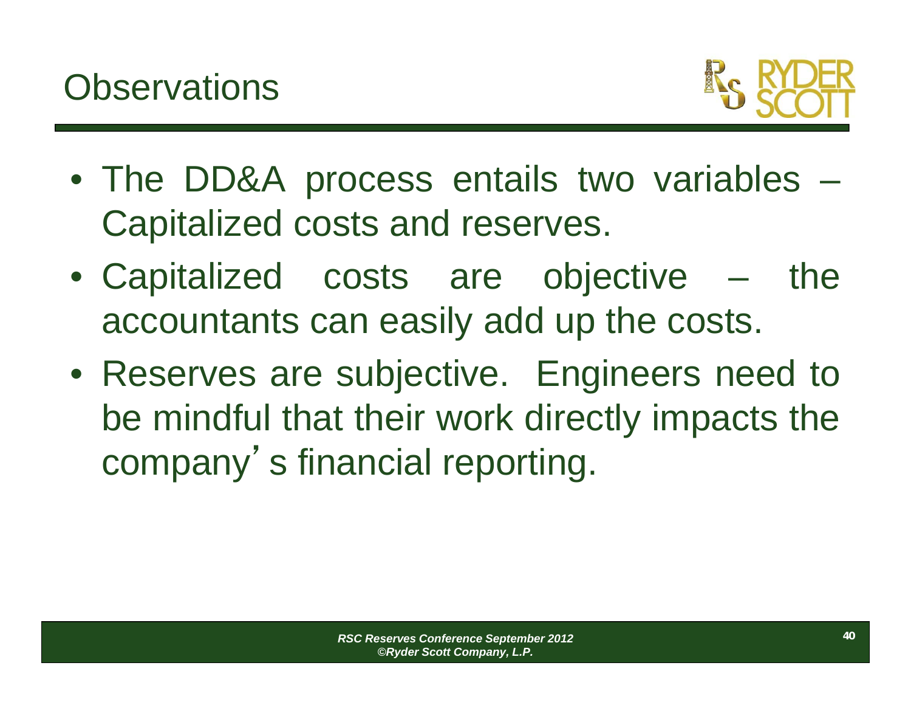# Observations

- The DD&A process entails two variables – Capitalized costs and reserves.
- Capitalized costs are objective – the accountants can easily add up the costs.
- Reserves are subjective. Engineers need to be mindful that their work directly impacts the company's financial reporting.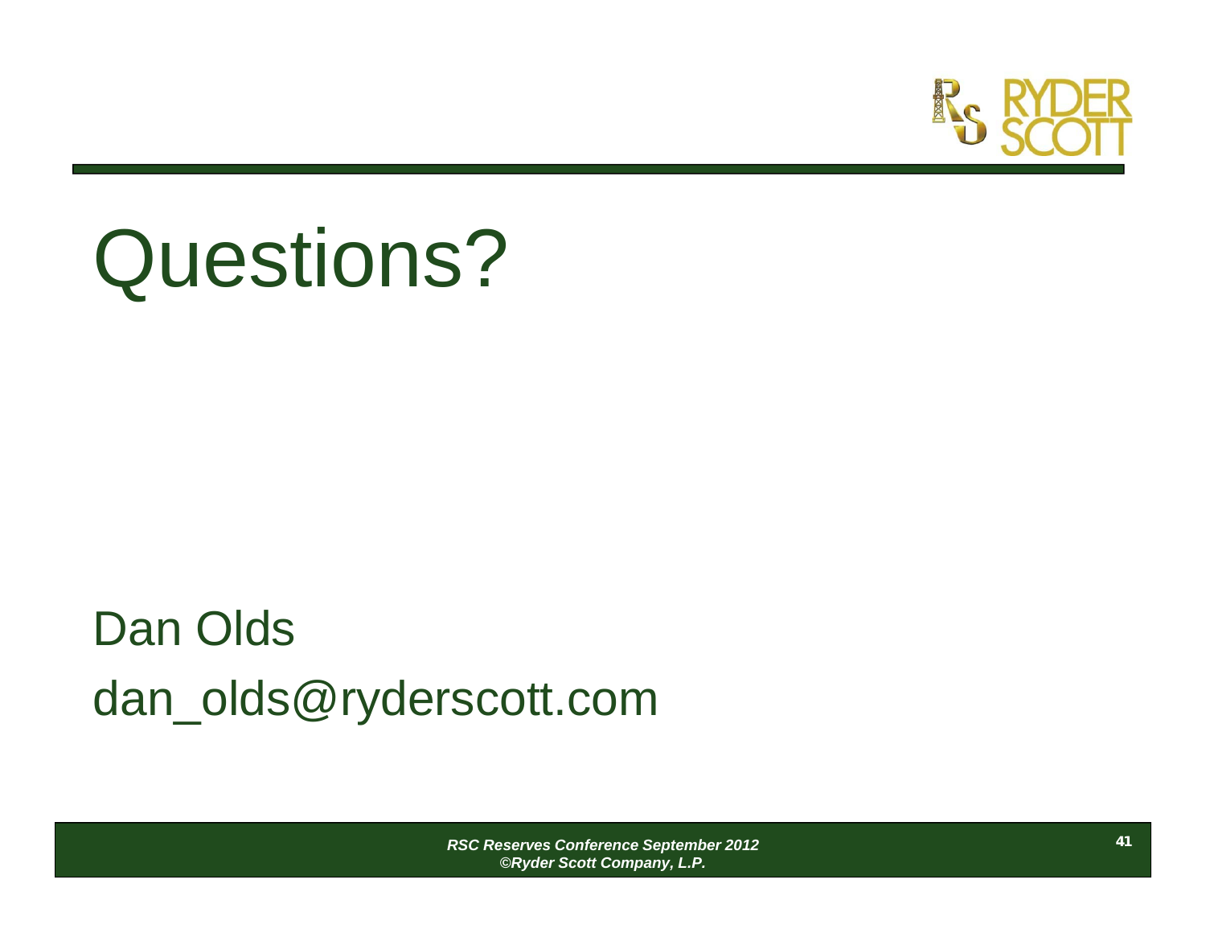# Questions?

Dan Olds

dan_olds@ryderscott.com